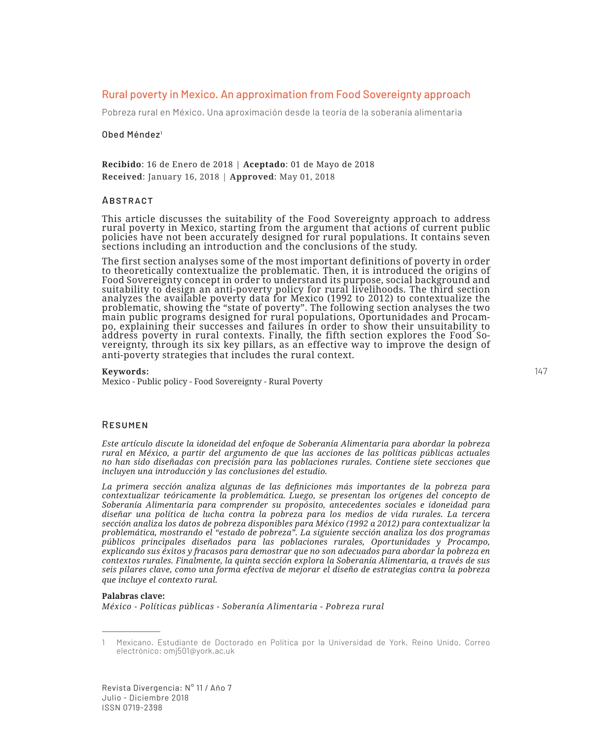# Rural poverty in Mexico. An approximation from Food Sovereignty approach

Pobreza rural en México. Una aproximación desde la teoría de la soberanía alimentaria

Obed Méndez[1]

**Recibido**: 16 de Enero de 2018 | **Aceptado**: 01 de Mayo de 2018
**Received**: January 16, 2018 | **Approved**: May 01, 2018

## Abstract

This article discusses the suitability of the Food Sovereignty approach to address rural poverty in Mexico, starting from the argument that actions of current public policies have not been accurately designed for rural populations. It contains seven sections including an introduction and the conclusions of the study.

The first section analyses some of the most important definitions of poverty in order to theoretically contextualize the problematic. Then, it is introduced the origins of Food Sovereignty concept in order to understand its purpose, social background and suitability to design an anti-poverty policy for rural livelihoods. The third section analyzes the available poverty data for Mexico (1992 to 2012) to contextualize the problematic, showing the "state of poverty". The following section analyses the two main public programs designed for rural populations, Oportunidades and Procampo, explaining their successes and failures in order to show their unsuitability to address poverty in rural contexts. Finally, the fifth section explores the Food Sovereignty, through its six key pillars, as an effective way to improve the design of anti-poverty strategies that includes the rural context.

**Keywords:**
Mexico - Public policy - Food Sovereignty - Rural Poverty

## Resumen

*Este artículo discute la idoneidad del enfoque de Soberanía Alimentaria para abordar la pobreza rural en México, a partir del argumento de que las acciones de las políticas públicas actuales no han sido diseñadas con precisión para las poblaciones rurales. Contiene siete secciones que incluyen una introducción y las conclusiones del estudio.*

*La primera sección analiza algunas de las definiciones más importantes de la pobreza para contextualizar teóricamente la problemática. Luego, se presentan los orígenes del concepto de Soberanía Alimentaria para comprender su propósito, antecedentes sociales e idoneidad para diseñar una política de lucha contra la pobreza para los medios de vida rurales. La tercera sección analiza los datos de pobreza disponibles para México (1992 a 2012) para contextualizar la problemática, mostrando el "estado de pobreza". La siguiente sección analiza los dos programas públicos principales diseñados para las poblaciones rurales, Oportunidades y Procampo, explicando sus éxitos y fracasos para demostrar que no son adecuados para abordar la pobreza en contextos rurales. Finalmente, la quinta sección explora la Soberanía Alimentaria, a través de sus seis pilares clave, como una forma efectiva de mejorar el diseño de estrategias contra la pobreza que incluye el contexto rural.*

**Palabras clave:**
*México - Políticas públicas - Soberanía Alimentaria - Pobreza rural*

---

[1] Mexicano. Estudiante de Doctorado en Política por la Universidad de York, Reino Unido. Correo electrónico: omj501@york.ac.uk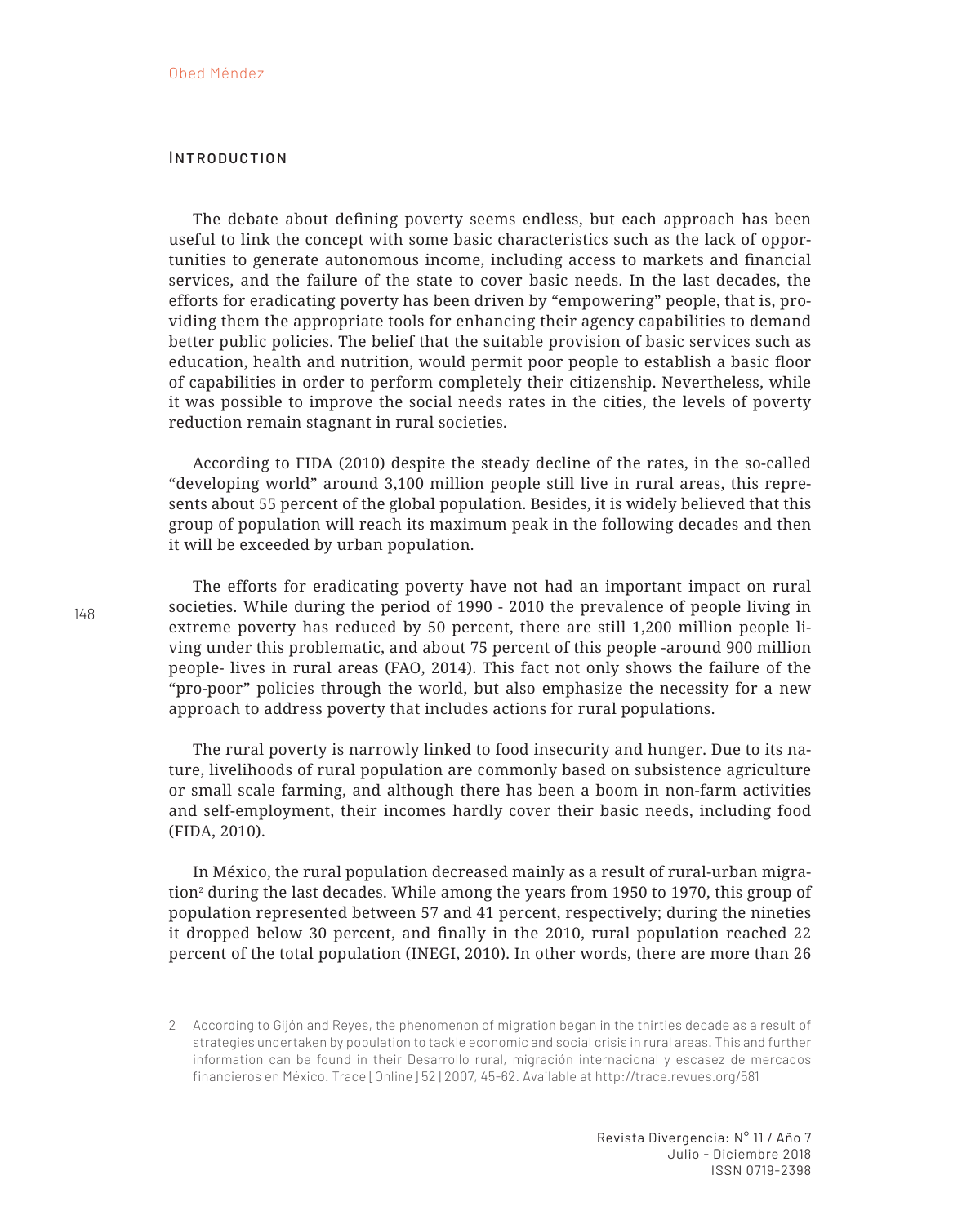## Introduction

The debate about defining poverty seems endless, but each approach has been useful to link the concept with some basic characteristics such as the lack of opportunities to generate autonomous income, including access to markets and financial services, and the failure of the state to cover basic needs. In the last decades, the efforts for eradicating poverty has been driven by "empowering" people, that is, providing them the appropriate tools for enhancing their agency capabilities to demand better public policies. The belief that the suitable provision of basic services such as education, health and nutrition, would permit poor people to establish a basic floor of capabilities in order to perform completely their citizenship. Nevertheless, while it was possible to improve the social needs rates in the cities, the levels of poverty reduction remain stagnant in rural societies.

According to FIDA (2010) despite the steady decline of the rates, in the so-called "developing world" around 3,100 million people still live in rural areas, this represents about 55 percent of the global population. Besides, it is widely believed that this group of population will reach its maximum peak in the following decades and then it will be exceeded by urban population.

The efforts for eradicating poverty have not had an important impact on rural societies. While during the period of 1990 - 2010 the prevalence of people living in extreme poverty has reduced by 50 percent, there are still 1,200 million people living under this problematic, and about 75 percent of this people -around 900 million people- lives in rural areas (FAO, 2014). This fact not only shows the failure of the "pro-poor" policies through the world, but also emphasize the necessity for a new approach to address poverty that includes actions for rural populations.

The rural poverty is narrowly linked to food insecurity and hunger. Due to its nature, livelihoods of rural population are commonly based on subsistence agriculture or small scale farming, and although there has been a boom in non-farm activities and self-employment, their incomes hardly cover their basic needs, including food (FIDA, 2010).

In México, the rural population decreased mainly as a result of rural-urban migration[2] during the last decades. While among the years from 1950 to 1970, this group of population represented between 57 and 41 percent, respectively; during the nineties it dropped below 30 percent, and finally in the 2010, rural population reached 22 percent of the total population (INEGI, 2010). In other words, there are more than 26

---

2 According to Gijón and Reyes, the phenomenon of migration began in the thirties decade as a result of strategies undertaken by population to tackle economic and social crisis in rural areas. This and further information can be found in their Desarrollo rural, migración internacional y escasez de mercados financieros en México. Trace [Online] 52 | 2007, 45-62. Available at http://trace.revues.org/581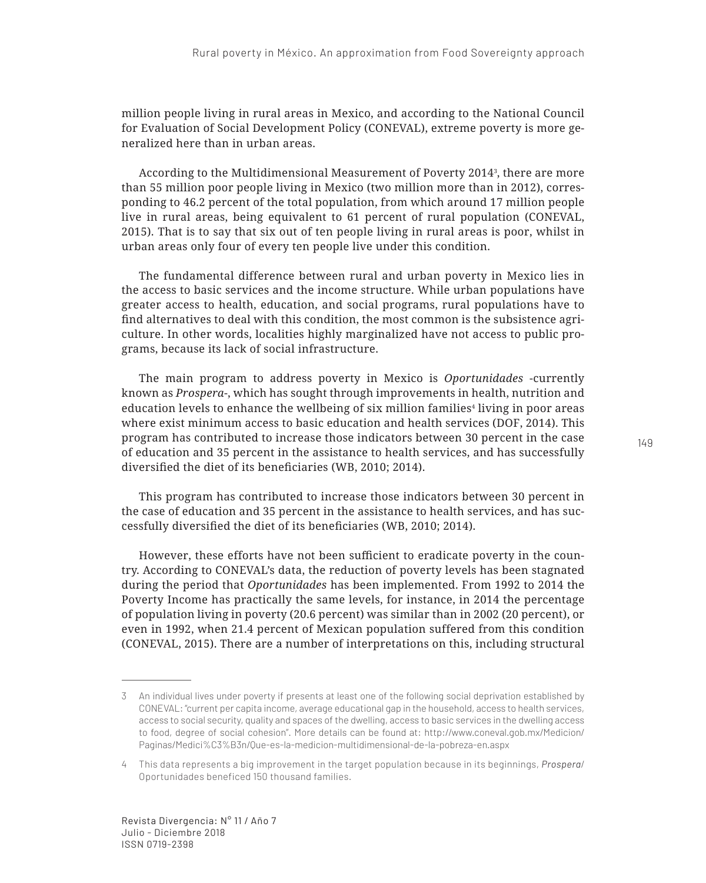million people living in rural areas in Mexico, and according to the National Council for Evaluation of Social Development Policy (CONEVAL), extreme poverty is more generalized here than in urban areas.

According to the Multidimensional Measurement of Poverty 2014[3], there are more than 55 million poor people living in Mexico (two million more than in 2012), corresponding to 46.2 percent of the total population, from which around 17 million people live in rural areas, being equivalent to 61 percent of rural population (CONEVAL, 2015). That is to say that six out of ten people living in rural areas is poor, whilst in urban areas only four of every ten people live under this condition.

The fundamental difference between rural and urban poverty in Mexico lies in the access to basic services and the income structure. While urban populations have greater access to health, education, and social programs, rural populations have to find alternatives to deal with this condition, the most common is the subsistence agriculture. In other words, localities highly marginalized have not access to public programs, because its lack of social infrastructure.

The main program to address poverty in Mexico is *Oportunidades* -currently known as *Prospera*-, which has sought through improvements in health, nutrition and education levels to enhance the wellbeing of six million families[4] living in poor areas where exist minimum access to basic education and health services (DOF, 2014). This program has contributed to increase those indicators between 30 percent in the case of education and 35 percent in the assistance to health services, and has successfully diversified the diet of its beneficiaries (WB, 2010; 2014).

This program has contributed to increase those indicators between 30 percent in the case of education and 35 percent in the assistance to health services, and has successfully diversified the diet of its beneficiaries (WB, 2010; 2014).

However, these efforts have not been sufficient to eradicate poverty in the country. According to CONEVAL's data, the reduction of poverty levels has been stagnated during the period that *Oportunidades* has been implemented. From 1992 to 2014 the Poverty Income has practically the same levels, for instance, in 2014 the percentage of population living in poverty (20.6 percent) was similar than in 2002 (20 percent), or even in 1992, when 21.4 percent of Mexican population suffered from this condition (CONEVAL, 2015). There are a number of interpretations on this, including structural

---

3 An individual lives under poverty if presents at least one of the following social deprivation established by CONEVAL: "current per capita income, average educational gap in the household, access to health services, access to social security, quality and spaces of the dwelling, access to basic services in the dwelling access to food, degree of social cohesion". More details can be found at: http://www.coneval.gob.mx/Medicion/Paginas/Medici%C3%B3n/Que-es-la-medicion-multidimensional-de-la-pobreza-en.aspx

4 This data represents a big improvement in the target population because in its beginnings, *Prospera*/Oportunidades beneficed 150 thousand families.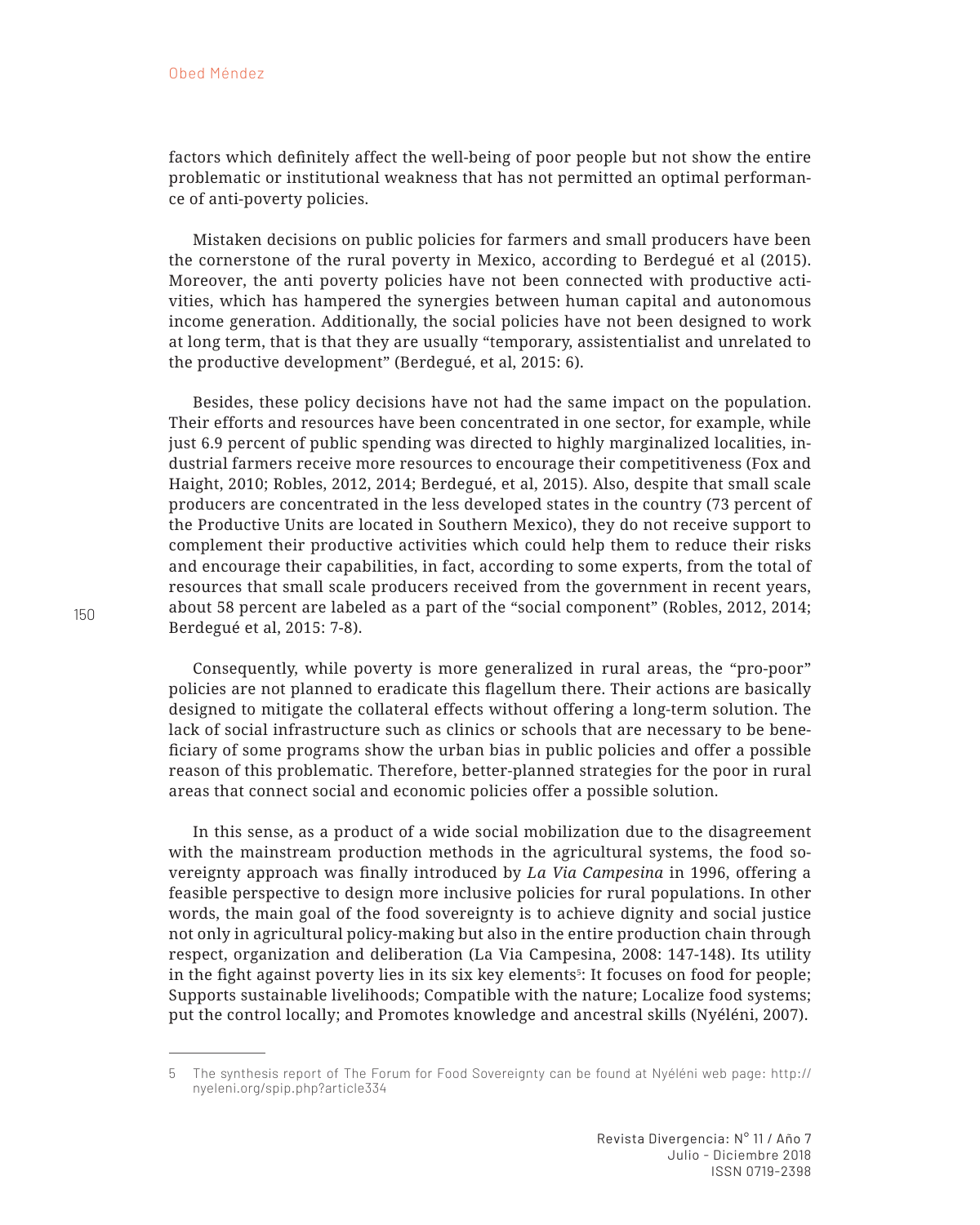factors which definitely affect the well-being of poor people but not show the entire problematic or institutional weakness that has not permitted an optimal performance of anti-poverty policies.

Mistaken decisions on public policies for farmers and small producers have been the cornerstone of the rural poverty in Mexico, according to Berdegué et al (2015). Moreover, the anti poverty policies have not been connected with productive activities, which has hampered the synergies between human capital and autonomous income generation. Additionally, the social policies have not been designed to work at long term, that is that they are usually "temporary, assistentialist and unrelated to the productive development" (Berdegué, et al, 2015: 6).

Besides, these policy decisions have not had the same impact on the population. Their efforts and resources have been concentrated in one sector, for example, while just 6.9 percent of public spending was directed to highly marginalized localities, industrial farmers receive more resources to encourage their competitiveness (Fox and Haight, 2010; Robles, 2012, 2014; Berdegué, et al, 2015). Also, despite that small scale producers are concentrated in the less developed states in the country (73 percent of the Productive Units are located in Southern Mexico), they do not receive support to complement their productive activities which could help them to reduce their risks and encourage their capabilities, in fact, according to some experts, from the total of resources that small scale producers received from the government in recent years, about 58 percent are labeled as a part of the "social component" (Robles, 2012, 2014; Berdegué et al, 2015: 7-8).

Consequently, while poverty is more generalized in rural areas, the "pro-poor" policies are not planned to eradicate this flagellum there. Their actions are basically designed to mitigate the collateral effects without offering a long-term solution. The lack of social infrastructure such as clinics or schools that are necessary to be beneficiary of some programs show the urban bias in public policies and offer a possible reason of this problematic. Therefore, better-planned strategies for the poor in rural areas that connect social and economic policies offer a possible solution.

In this sense, as a product of a wide social mobilization due to the disagreement with the mainstream production methods in the agricultural systems, the food sovereignty approach was finally introduced by *La Via Campesina* in 1996, offering a feasible perspective to design more inclusive policies for rural populations. In other words, the main goal of the food sovereignty is to achieve dignity and social justice not only in agricultural policy-making but also in the entire production chain through respect, organization and deliberation (La Via Campesina, 2008: 147-148). Its utility in the fight against poverty lies in its six key elements[5]: It focuses on food for people; Supports sustainable livelihoods; Compatible with the nature; Localize food systems; put the control locally; and Promotes knowledge and ancestral skills (Nyéléni, 2007).

---

5 The synthesis report of The Forum for Food Sovereignty can be found at Nyéléni web page: http://nyeleni.org/spip.php?article334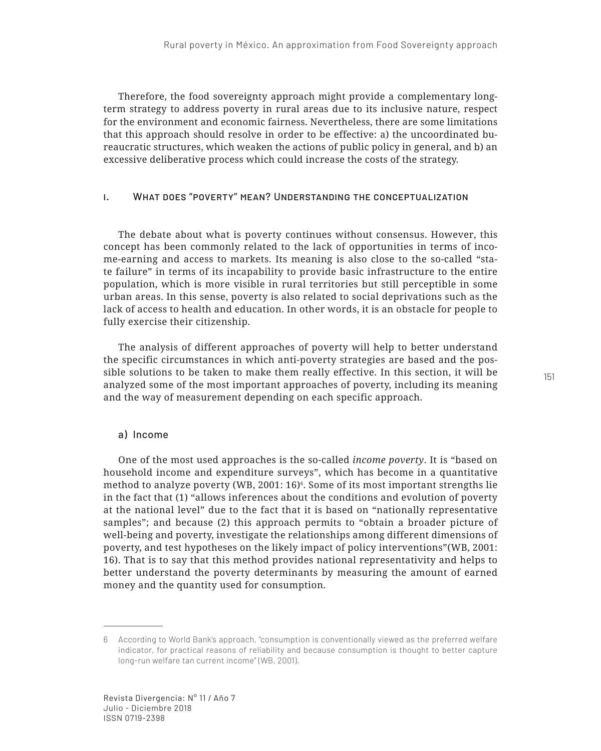Therefore, the food sovereignty approach might provide a complementary long-term strategy to address poverty in rural areas due to its inclusive nature, respect for the environment and economic fairness. Nevertheless, there are some limitations that this approach should resolve in order to be effective: a) the uncoordinated bureaucratic structures, which weaken the actions of public policy in general, and b) an excessive deliberative process which could increase the costs of the strategy.

## I. What does "poverty" mean? Understanding the conceptualization

The debate about what is poverty continues without consensus. However, this concept has been commonly related to the lack of opportunities in terms of income-earning and access to markets. Its meaning is also close to the so-called "state failure" in terms of its incapability to provide basic infrastructure to the entire population, which is more visible in rural territories but still perceptible in some urban areas. In this sense, poverty is also related to social deprivations such as the lack of access to health and education. In other words, it is an obstacle for people to fully exercise their citizenship.

The analysis of different approaches of poverty will help to better understand the specific circumstances in which anti-poverty strategies are based and the possible solutions to be taken to make them really effective. In this section, it will be analyzed some of the most important approaches of poverty, including its meaning and the way of measurement depending on each specific approach.

### a) Income

One of the most used approaches is the so-called *income poverty*. It is "based on household income and expenditure surveys", which has become in a quantitative method to analyze poverty (WB, 2001: 16)[6]. Some of its most important strengths lie in the fact that (1) "allows inferences about the conditions and evolution of poverty at the national level" due to the fact that it is based on "nationally representative samples"; and because (2) this approach permits to "obtain a broader picture of well-being and poverty, investigate the relationships among different dimensions of poverty, and test hypotheses on the likely impact of policy interventions"(WB, 2001: 16). That is to say that this method provides national representativity and helps to better understand the poverty determinants by measuring the amount of earned money and the quantity used for consumption.

---

6 According to World Bank's approach, "consumption is conventionally viewed as the preferred welfare indicator, for practical reasons of reliability and because consumption is thought to better capture long-run welfare tan current income" (WB, 2001).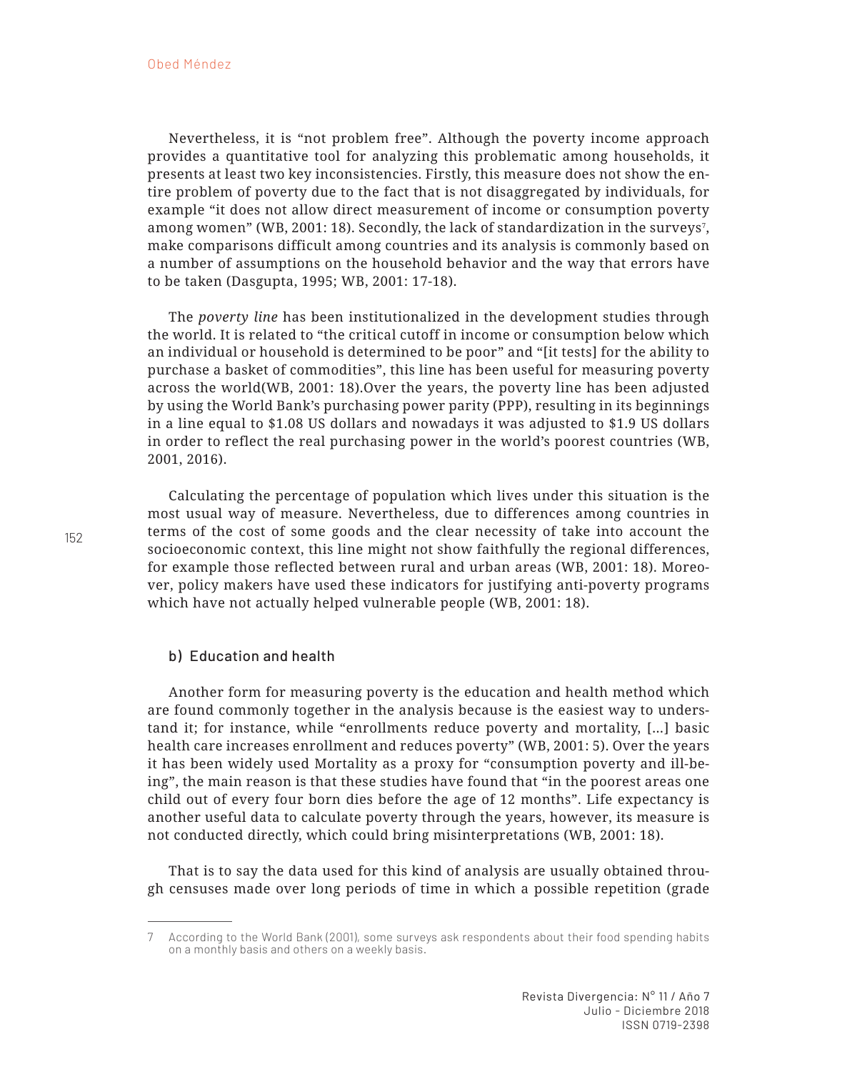Nevertheless, it is "not problem free". Although the poverty income approach provides a quantitative tool for analyzing this problematic among households, it presents at least two key inconsistencies. Firstly, this measure does not show the entire problem of poverty due to the fact that is not disaggregated by individuals, for example "it does not allow direct measurement of income or consumption poverty among women" (WB, 2001: 18). Secondly, the lack of standardization in the surveys[7], make comparisons difficult among countries and its analysis is commonly based on a number of assumptions on the household behavior and the way that errors have to be taken (Dasgupta, 1995; WB, 2001: 17-18).

The *poverty line* has been institutionalized in the development studies through the world. It is related to "the critical cutoff in income or consumption below which an individual or household is determined to be poor" and "[it tests] for the ability to purchase a basket of commodities", this line has been useful for measuring poverty across the world(WB, 2001: 18).Over the years, the poverty line has been adjusted by using the World Bank's purchasing power parity (PPP), resulting in its beginnings in a line equal to $1.08 US dollars and nowadays it was adjusted to $1.9 US dollars in order to reflect the real purchasing power in the world's poorest countries (WB, 2001, 2016).

Calculating the percentage of population which lives under this situation is the most usual way of measure. Nevertheless, due to differences among countries in terms of the cost of some goods and the clear necessity of take into account the socioeconomic context, this line might not show faithfully the regional differences, for example those reflected between rural and urban areas (WB, 2001: 18). Moreover, policy makers have used these indicators for justifying anti-poverty programs which have not actually helped vulnerable people (WB, 2001: 18).

### b) Education and health

Another form for measuring poverty is the education and health method which are found commonly together in the analysis because is the easiest way to understand it; for instance, while "enrollments reduce poverty and mortality, [...] basic health care increases enrollment and reduces poverty" (WB, 2001: 5). Over the years it has been widely used Mortality as a proxy for "consumption poverty and ill-being", the main reason is that these studies have found that "in the poorest areas one child out of every four born dies before the age of 12 months". Life expectancy is another useful data to calculate poverty through the years, however, its measure is not conducted directly, which could bring misinterpretations (WB, 2001: 18).

That is to say the data used for this kind of analysis are usually obtained through censuses made over long periods of time in which a possible repetition (grade

---

7 According to the World Bank (2001), some surveys ask respondents about their food spending habits on a monthly basis and others on a weekly basis.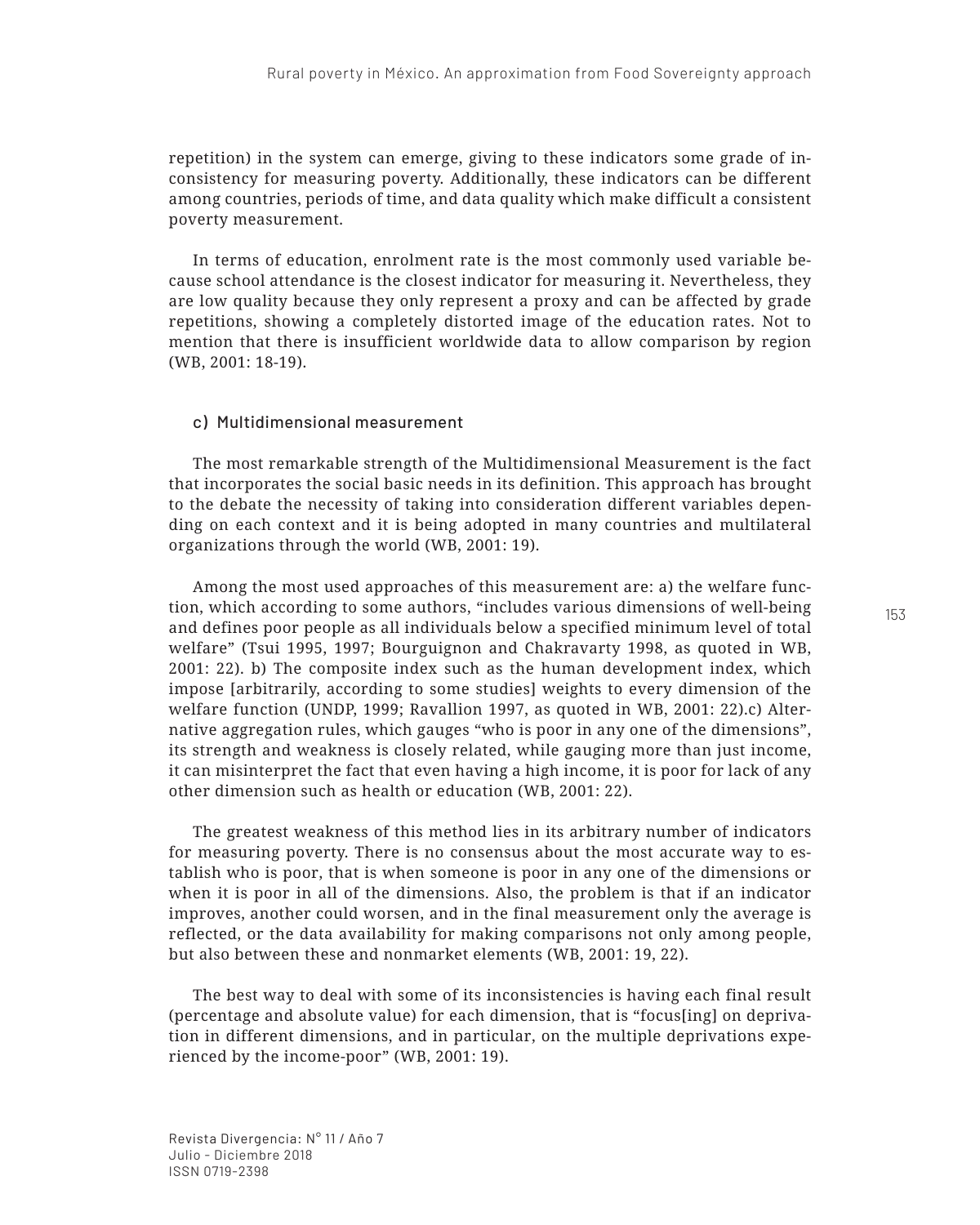repetition) in the system can emerge, giving to these indicators some grade of inconsistency for measuring poverty. Additionally, these indicators can be different among countries, periods of time, and data quality which make difficult a consistent poverty measurement.

In terms of education, enrolment rate is the most commonly used variable because school attendance is the closest indicator for measuring it. Nevertheless, they are low quality because they only represent a proxy and can be affected by grade repetitions, showing a completely distorted image of the education rates. Not to mention that there is insufficient worldwide data to allow comparison by region (WB, 2001: 18-19).

### c) Multidimensional measurement

The most remarkable strength of the Multidimensional Measurement is the fact that incorporates the social basic needs in its definition. This approach has brought to the debate the necessity of taking into consideration different variables depending on each context and it is being adopted in many countries and multilateral organizations through the world (WB, 2001: 19).

Among the most used approaches of this measurement are: a) the welfare function, which according to some authors, "includes various dimensions of well-being and defines poor people as all individuals below a specified minimum level of total welfare" (Tsui 1995, 1997; Bourguignon and Chakravarty 1998, as quoted in WB, 2001: 22). b) The composite index such as the human development index, which impose [arbitrarily, according to some studies] weights to every dimension of the welfare function (UNDP, 1999; Ravallion 1997, as quoted in WB, 2001: 22).c) Alternative aggregation rules, which gauges "who is poor in any one of the dimensions", its strength and weakness is closely related, while gauging more than just income, it can misinterpret the fact that even having a high income, it is poor for lack of any other dimension such as health or education (WB, 2001: 22).

The greatest weakness of this method lies in its arbitrary number of indicators for measuring poverty. There is no consensus about the most accurate way to establish who is poor, that is when someone is poor in any one of the dimensions or when it is poor in all of the dimensions. Also, the problem is that if an indicator improves, another could worsen, and in the final measurement only the average is reflected, or the data availability for making comparisons not only among people, but also between these and nonmarket elements (WB, 2001: 19, 22).

The best way to deal with some of its inconsistencies is having each final result (percentage and absolute value) for each dimension, that is "focus[ing] on deprivation in different dimensions, and in particular, on the multiple deprivations experienced by the income-poor" (WB, 2001: 19).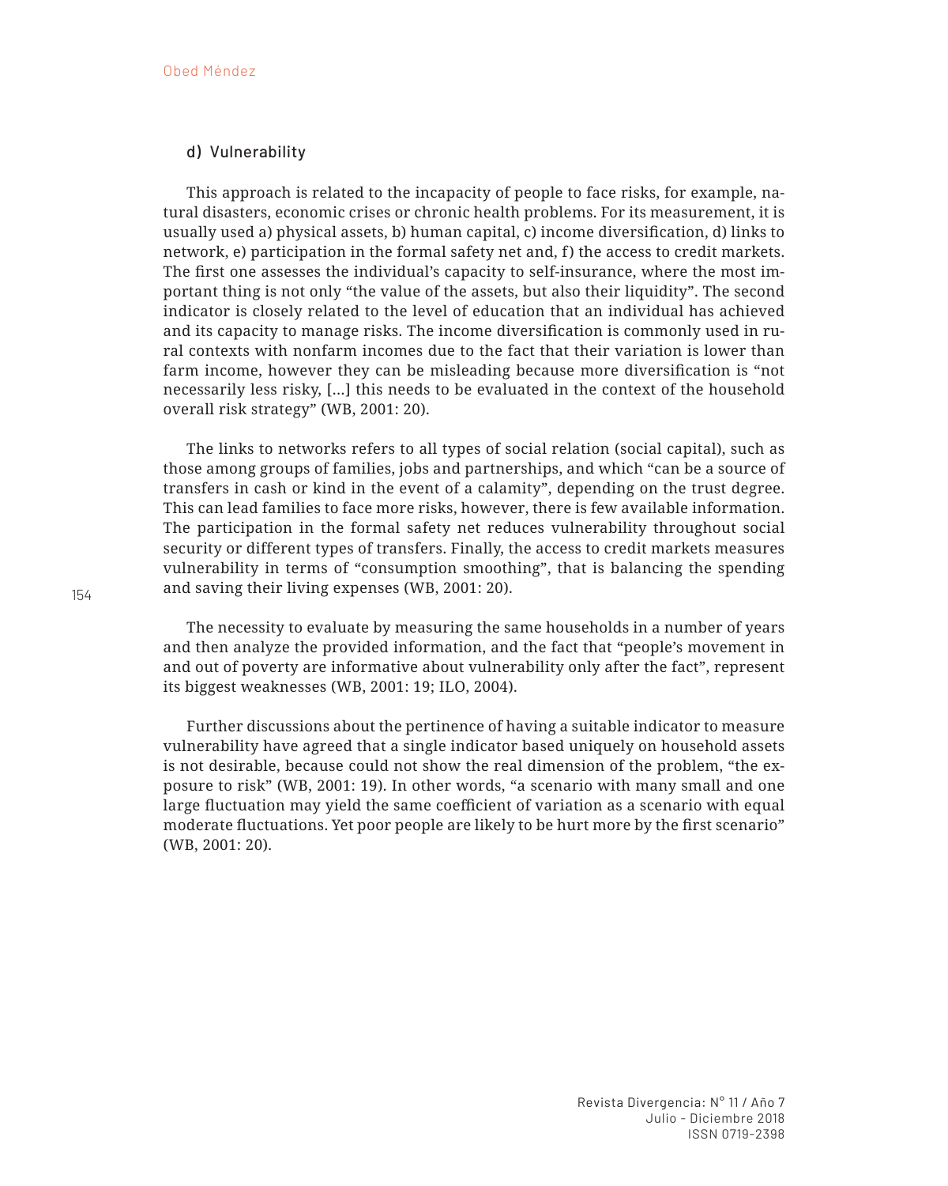### d) Vulnerability

This approach is related to the incapacity of people to face risks, for example, natural disasters, economic crises or chronic health problems. For its measurement, it is usually used a) physical assets, b) human capital, c) income diversification, d) links to network, e) participation in the formal safety net and, f) the access to credit markets. The first one assesses the individual's capacity to self-insurance, where the most important thing is not only "the value of the assets, but also their liquidity". The second indicator is closely related to the level of education that an individual has achieved and its capacity to manage risks. The income diversification is commonly used in rural contexts with nonfarm incomes due to the fact that their variation is lower than farm income, however they can be misleading because more diversification is "not necessarily less risky, [...] this needs to be evaluated in the context of the household overall risk strategy" (WB, 2001: 20).

The links to networks refers to all types of social relation (social capital), such as those among groups of families, jobs and partnerships, and which "can be a source of transfers in cash or kind in the event of a calamity", depending on the trust degree. This can lead families to face more risks, however, there is few available information. The participation in the formal safety net reduces vulnerability throughout social security or different types of transfers. Finally, the access to credit markets measures vulnerability in terms of "consumption smoothing", that is balancing the spending and saving their living expenses (WB, 2001: 20).

The necessity to evaluate by measuring the same households in a number of years and then analyze the provided information, and the fact that "people's movement in and out of poverty are informative about vulnerability only after the fact", represent its biggest weaknesses (WB, 2001: 19; ILO, 2004).

Further discussions about the pertinence of having a suitable indicator to measure vulnerability have agreed that a single indicator based uniquely on household assets is not desirable, because could not show the real dimension of the problem, "the exposure to risk" (WB, 2001: 19). In other words, "a scenario with many small and one large fluctuation may yield the same coefficient of variation as a scenario with equal moderate fluctuations. Yet poor people are likely to be hurt more by the first scenario" (WB, 2001: 20).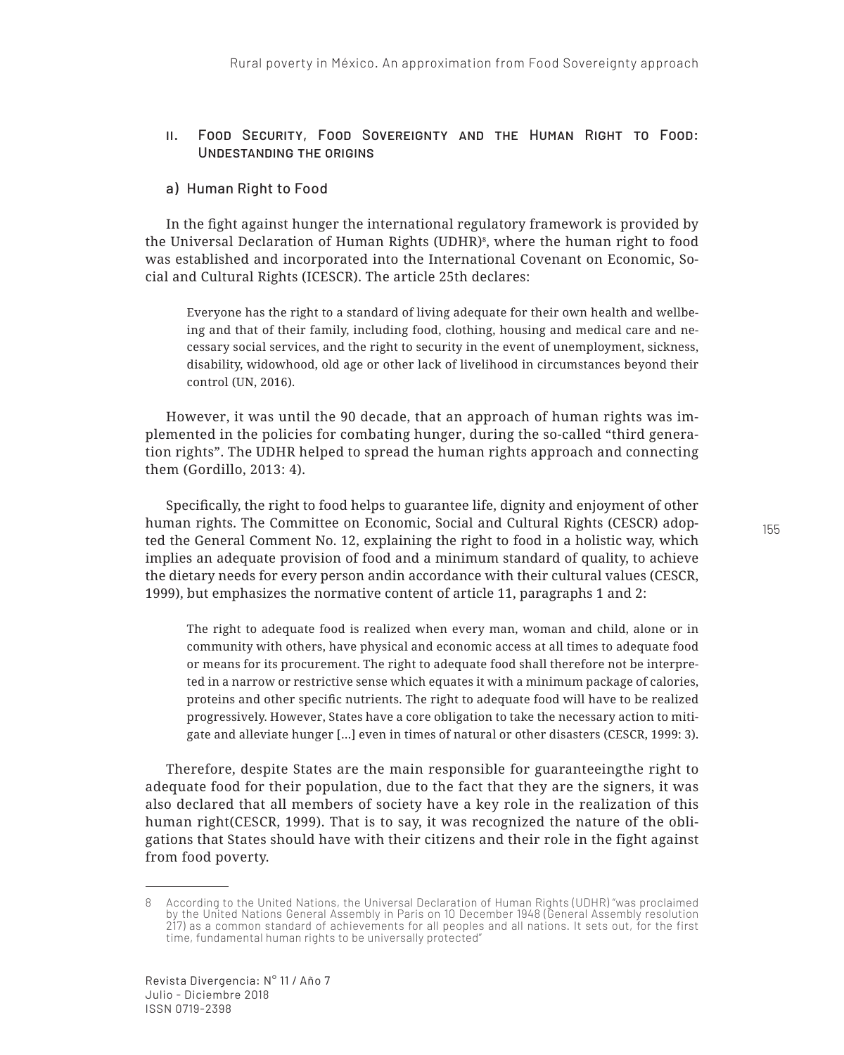## II. Food Security, Food Sovereignty and the Human Right to Food: Undestanding the origins

### a) Human Right to Food

In the fight against hunger the international regulatory framework is provided by the Universal Declaration of Human Rights (UDHR)[8], where the human right to food was established and incorporated into the International Covenant on Economic, Social and Cultural Rights (ICESCR). The article 25th declares:

> Everyone has the right to a standard of living adequate for their own health and wellbeing and that of their family, including food, clothing, housing and medical care and necessary social services, and the right to security in the event of unemployment, sickness, disability, widowhood, old age or other lack of livelihood in circumstances beyond their control (UN, 2016).

However, it was until the 90 decade, that an approach of human rights was implemented in the policies for combating hunger, during the so-called "third generation rights". The UDHR helped to spread the human rights approach and connecting them (Gordillo, 2013: 4).

Specifically, the right to food helps to guarantee life, dignity and enjoyment of other human rights. The Committee on Economic, Social and Cultural Rights (CESCR) adopted the General Comment No. 12, explaining the right to food in a holistic way, which implies an adequate provision of food and a minimum standard of quality, to achieve the dietary needs for every person andin accordance with their cultural values (CESCR, 1999), but emphasizes the normative content of article 11, paragraphs 1 and 2:

> The right to adequate food is realized when every man, woman and child, alone or in community with others, have physical and economic access at all times to adequate food or means for its procurement. The right to adequate food shall therefore not be interpreted in a narrow or restrictive sense which equates it with a minimum package of calories, proteins and other specific nutrients. The right to adequate food will have to be realized progressively. However, States have a core obligation to take the necessary action to mitigate and alleviate hunger [...] even in times of natural or other disasters (CESCR, 1999: 3).

Therefore, despite States are the main responsible for guaranteeingthe right to adequate food for their population, due to the fact that they are the signers, it was also declared that all members of society have a key role in the realization of this human right(CESCR, 1999). That is to say, it was recognized the nature of the obligations that States should have with their citizens and their role in the fight against from food poverty.

---

8 According to the United Nations, the Universal Declaration of Human Rights (UDHR) "was proclaimed by the United Nations General Assembly in Paris on 10 December 1948 (General Assembly resolution 217) as a common standard of achievements for all peoples and all nations. It sets out, for the first time, fundamental human rights to be universally protected"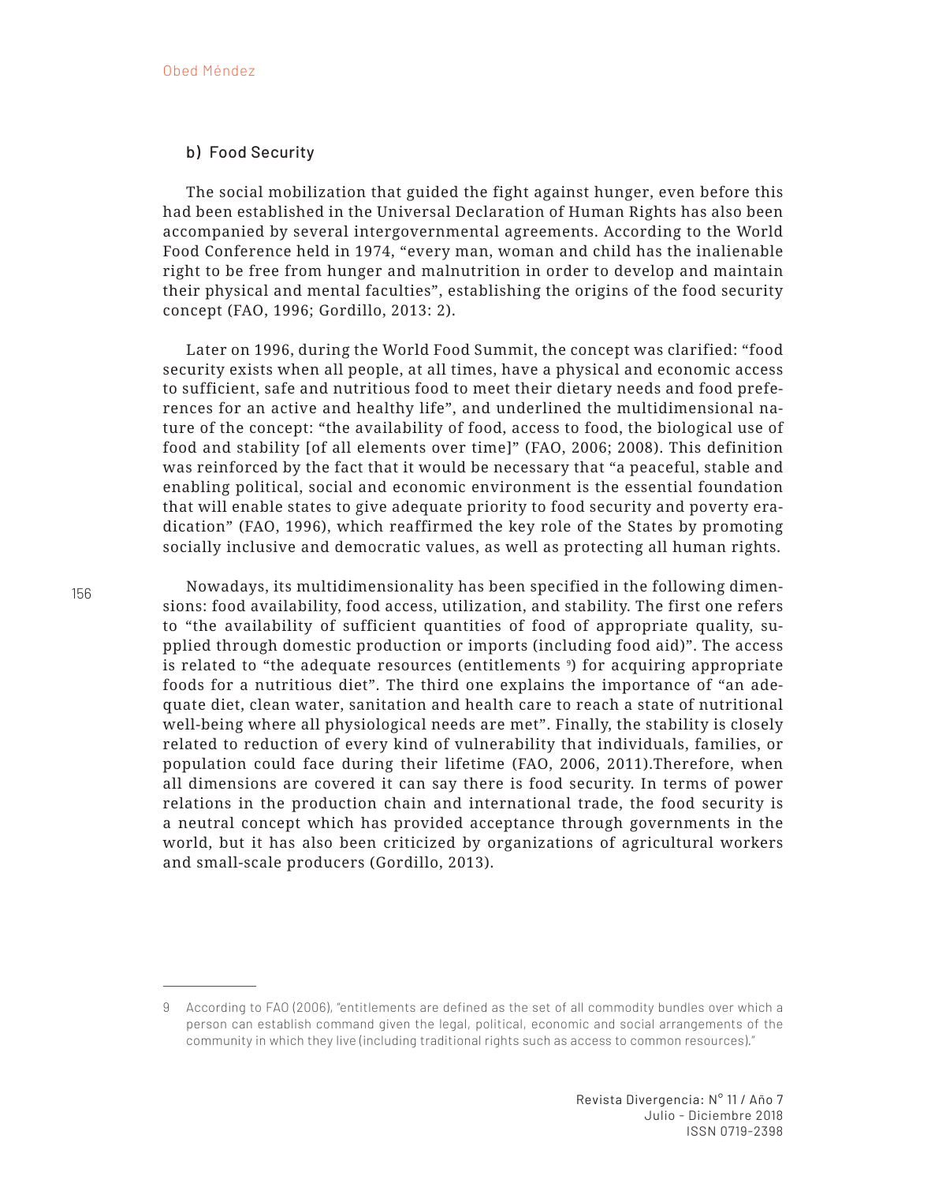### b) Food Security

The social mobilization that guided the fight against hunger, even before this had been established in the Universal Declaration of Human Rights has also been accompanied by several intergovernmental agreements. According to the World Food Conference held in 1974, "every man, woman and child has the inalienable right to be free from hunger and malnutrition in order to develop and maintain their physical and mental faculties", establishing the origins of the food security concept (FAO, 1996; Gordillo, 2013: 2).

Later on 1996, during the World Food Summit, the concept was clarified: "food security exists when all people, at all times, have a physical and economic access to sufficient, safe and nutritious food to meet their dietary needs and food preferences for an active and healthy life", and underlined the multidimensional nature of the concept: "the availability of food, access to food, the biological use of food and stability [of all elements over time]" (FAO, 2006; 2008). This definition was reinforced by the fact that it would be necessary that "a peaceful, stable and enabling political, social and economic environment is the essential foundation that will enable states to give adequate priority to food security and poverty eradication" (FAO, 1996), which reaffirmed the key role of the States by promoting socially inclusive and democratic values, as well as protecting all human rights.

Nowadays, its multidimensionality has been specified in the following dimensions: food availability, food access, utilization, and stability. The first one refers to "the availability of sufficient quantities of food of appropriate quality, supplied through domestic production or imports (including food aid)". The access is related to "the adequate resources (entitlements [9]) for acquiring appropriate foods for a nutritious diet". The third one explains the importance of "an adequate diet, clean water, sanitation and health care to reach a state of nutritional well-being where all physiological needs are met". Finally, the stability is closely related to reduction of every kind of vulnerability that individuals, families, or population could face during their lifetime (FAO, 2006, 2011).Therefore, when all dimensions are covered it can say there is food security. In terms of power relations in the production chain and international trade, the food security is a neutral concept which has provided acceptance through governments in the world, but it has also been criticized by organizations of agricultural workers and small-scale producers (Gordillo, 2013).

---

9 According to FAO (2006), "entitlements are defined as the set of all commodity bundles over which a person can establish command given the legal, political, economic and social arrangements of the community in which they live (including traditional rights such as access to common resources)."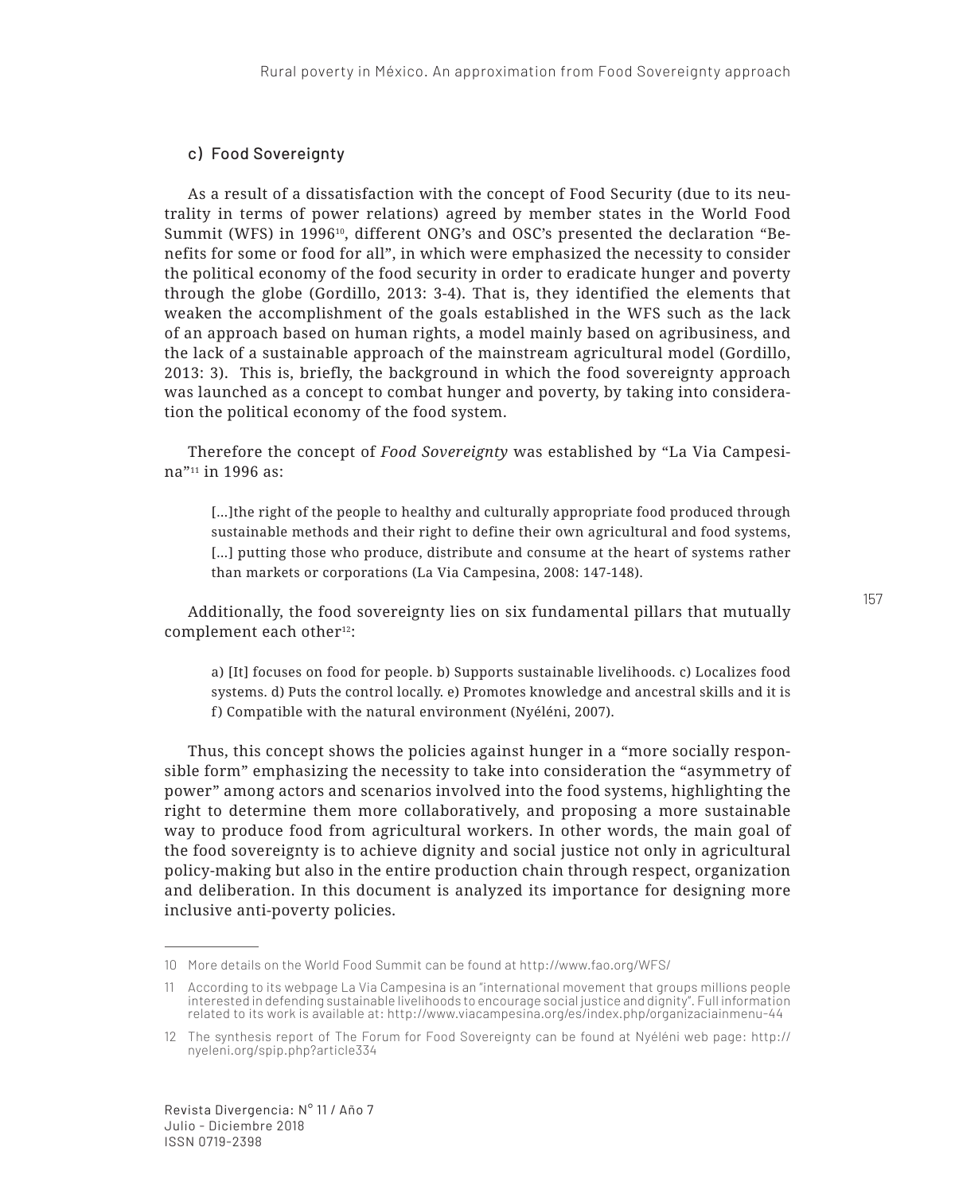### c) Food Sovereignty

As a result of a dissatisfaction with the concept of Food Security (due to its neutrality in terms of power relations) agreed by member states in the World Food Summit (WFS) in 1996[10], different ONG's and OSC's presented the declaration "Benefits for some or food for all", in which were emphasized the necessity to consider the political economy of the food security in order to eradicate hunger and poverty through the globe (Gordillo, 2013: 3-4). That is, they identified the elements that weaken the accomplishment of the goals established in the WFS such as the lack of an approach based on human rights, a model mainly based on agribusiness, and the lack of a sustainable approach of the mainstream agricultural model (Gordillo, 2013: 3). This is, briefly, the background in which the food sovereignty approach was launched as a concept to combat hunger and poverty, by taking into consideration the political economy of the food system.

Therefore the concept of *Food Sovereignty* was established by "La Via Campesina"[11] in 1996 as:

> [...]the right of the people to healthy and culturally appropriate food produced through sustainable methods and their right to define their own agricultural and food systems, [...] putting those who produce, distribute and consume at the heart of systems rather than markets or corporations (La Via Campesina, 2008: 147-148).

Additionally, the food sovereignty lies on six fundamental pillars that mutually complement each other[12]:

> a) [It] focuses on food for people. b) Supports sustainable livelihoods. c) Localizes food systems. d) Puts the control locally. e) Promotes knowledge and ancestral skills and it is f) Compatible with the natural environment (Nyéléni, 2007).

Thus, this concept shows the policies against hunger in a "more socially responsible form" emphasizing the necessity to take into consideration the "asymmetry of power" among actors and scenarios involved into the food systems, highlighting the right to determine them more collaboratively, and proposing a more sustainable way to produce food from agricultural workers. In other words, the main goal of the food sovereignty is to achieve dignity and social justice not only in agricultural policy-making but also in the entire production chain through respect, organization and deliberation. In this document is analyzed its importance for designing more inclusive anti-poverty policies.

---

10 More details on the World Food Summit can be found at http://www.fao.org/WFS/

11 According to its webpage La Via Campesina is an "international movement that groups millions people interested in defending sustainable livelihoods to encourage social justice and dignity". Full information related to its work is available at: http://www.viacampesina.org/es/index.php/organizaciainmenu-44

12 The synthesis report of The Forum for Food Sovereignty can be found at Nyéléni web page: http://nyeleni.org/spip.php?article334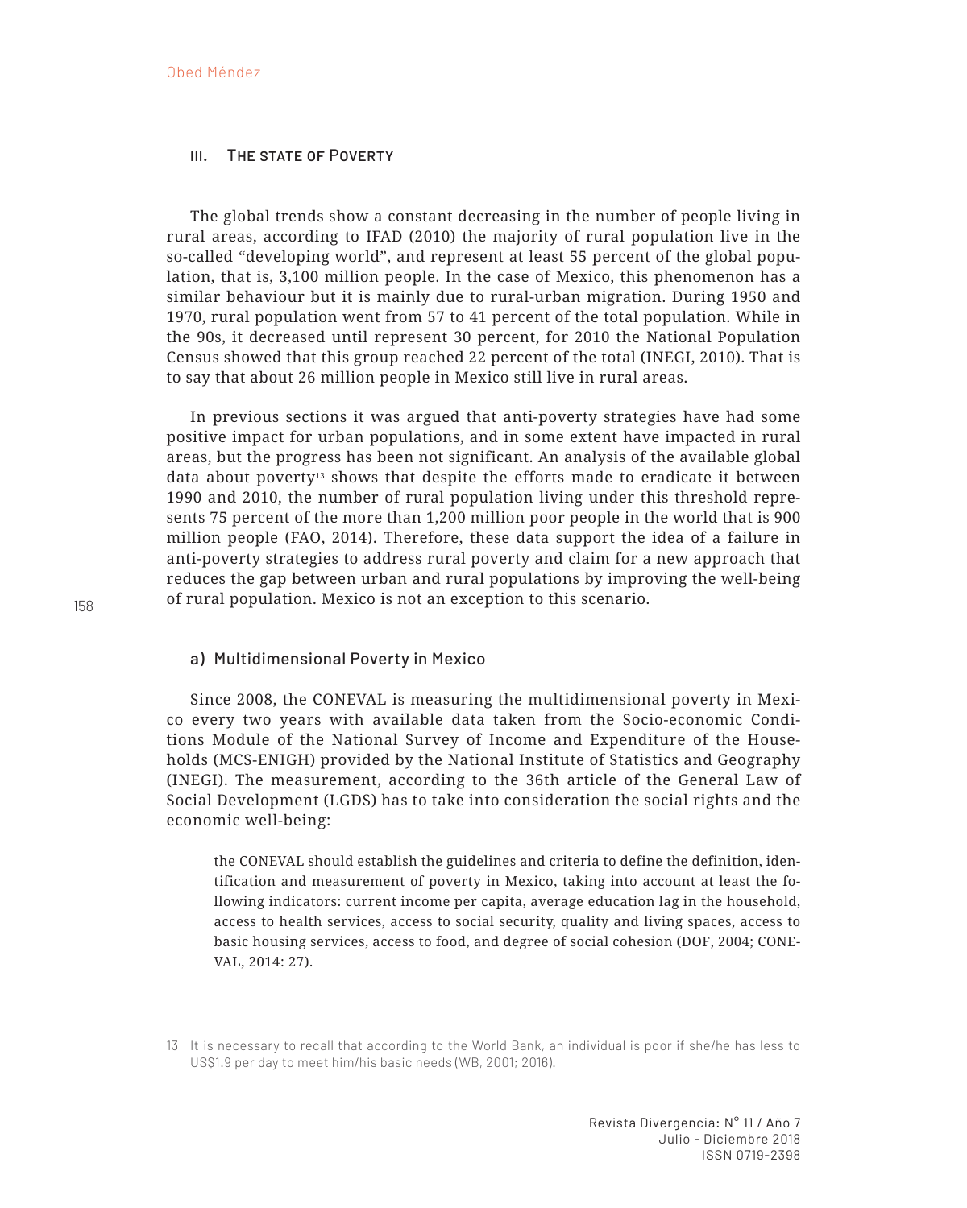## III. The state of Poverty

The global trends show a constant decreasing in the number of people living in rural areas, according to IFAD (2010) the majority of rural population live in the so-called "developing world", and represent at least 55 percent of the global population, that is, 3,100 million people. In the case of Mexico, this phenomenon has a similar behaviour but it is mainly due to rural-urban migration. During 1950 and 1970, rural population went from 57 to 41 percent of the total population. While in the 90s, it decreased until represent 30 percent, for 2010 the National Population Census showed that this group reached 22 percent of the total (INEGI, 2010). That is to say that about 26 million people in Mexico still live in rural areas.

In previous sections it was argued that anti-poverty strategies have had some positive impact for urban populations, and in some extent have impacted in rural areas, but the progress has been not significant. An analysis of the available global data about poverty[13] shows that despite the efforts made to eradicate it between 1990 and 2010, the number of rural population living under this threshold represents 75 percent of the more than 1,200 million poor people in the world that is 900 million people (FAO, 2014). Therefore, these data support the idea of a failure in anti-poverty strategies to address rural poverty and claim for a new approach that reduces the gap between urban and rural populations by improving the well-being of rural population. Mexico is not an exception to this scenario.

### a) Multidimensional Poverty in Mexico

Since 2008, the CONEVAL is measuring the multidimensional poverty in Mexico every two years with available data taken from the Socio-economic Conditions Module of the National Survey of Income and Expenditure of the Households (MCS-ENIGH) provided by the National Institute of Statistics and Geography (INEGI). The measurement, according to the 36th article of the General Law of Social Development (LGDS) has to take into consideration the social rights and the economic well-being:

> the CONEVAL should establish the guidelines and criteria to define the definition, identification and measurement of poverty in Mexico, taking into account at least the following indicators: current income per capita, average education lag in the household, access to health services, access to social security, quality and living spaces, access to basic housing services, access to food, and degree of social cohesion (DOF, 2004; CONEVAL, 2014: 27).

---

13 It is necessary to recall that according to the World Bank, an individual is poor if she/he has less to US$1.9 per day to meet him/his basic needs (WB, 2001; 2016).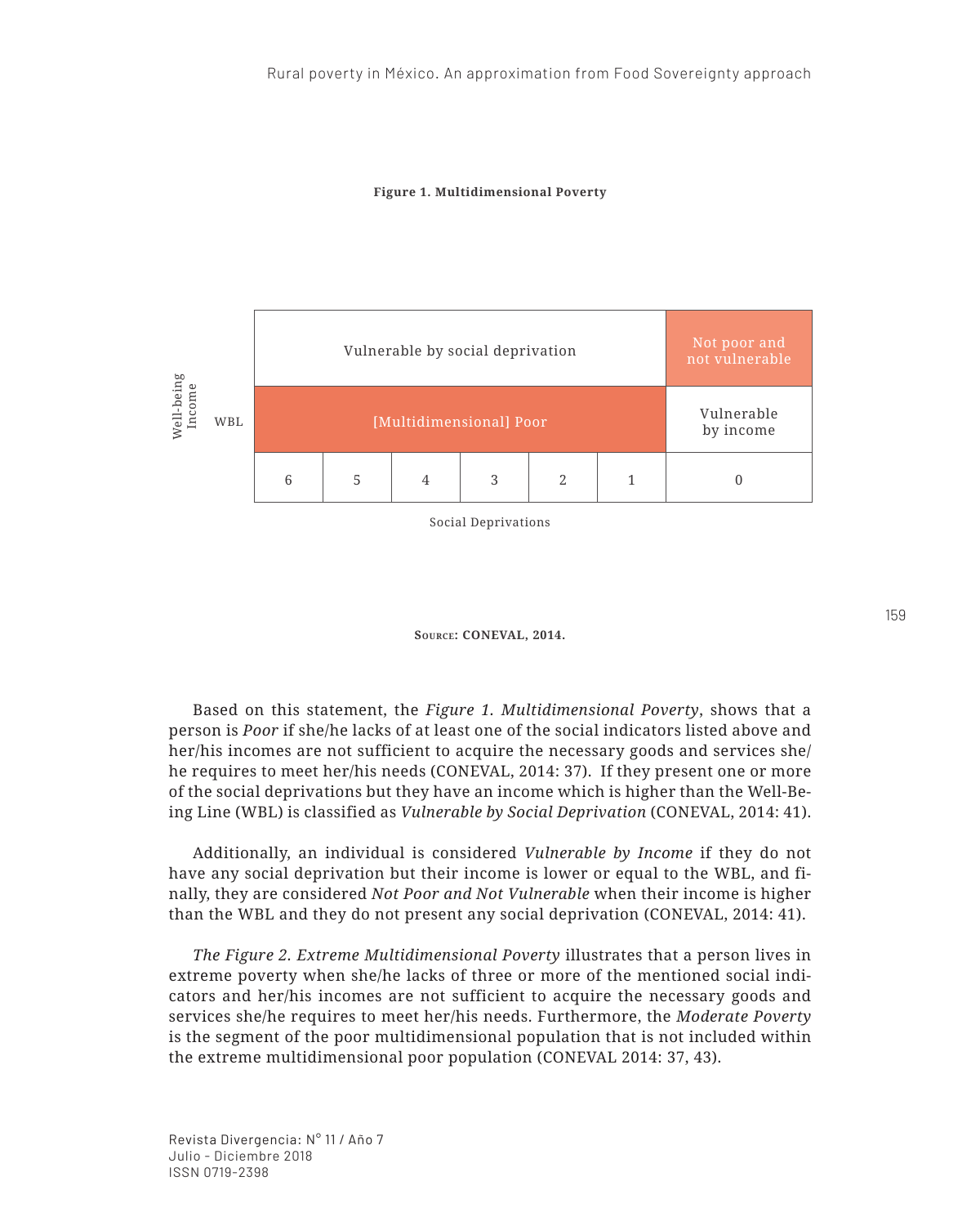**Figure 1. Multidimensional Poverty**

| Well-being Income | | | | | | | |
|---|---|---|---|---|---|---|---|
| | Vulnerable by social deprivation | | | | | | Not poor and not vulnerable |
| WBL | [Multidimensional] Poor | | | | | | Vulnerable by income |
| | 6 | 5 | 4 | 3 | 2 | 1 | 0 |

Social Deprivations

**Source: CONEVAL, 2014.**

Based on this statement, the *Figure 1. Multidimensional Poverty*, shows that a person is *Poor* if she/he lacks of at least one of the social indicators listed above and her/his incomes are not sufficient to acquire the necessary goods and services she/he requires to meet her/his needs (CONEVAL, 2014: 37). If they present one or more of the social deprivations but they have an income which is higher than the Well-Being Line (WBL) is classified as *Vulnerable by Social Deprivation* (CONEVAL, 2014: 41).

Additionally, an individual is considered *Vulnerable by Income* if they do not have any social deprivation but their income is lower or equal to the WBL, and finally, they are considered *Not Poor and Not Vulnerable* when their income is higher than the WBL and they do not present any social deprivation (CONEVAL, 2014: 41).

*The Figure 2. Extreme Multidimensional Poverty* illustrates that a person lives in extreme poverty when she/he lacks of three or more of the mentioned social indicators and her/his incomes are not sufficient to acquire the necessary goods and services she/he requires to meet her/his needs. Furthermore, the *Moderate Poverty* is the segment of the poor multidimensional population that is not included within the extreme multidimensional poor population (CONEVAL 2014: 37, 43).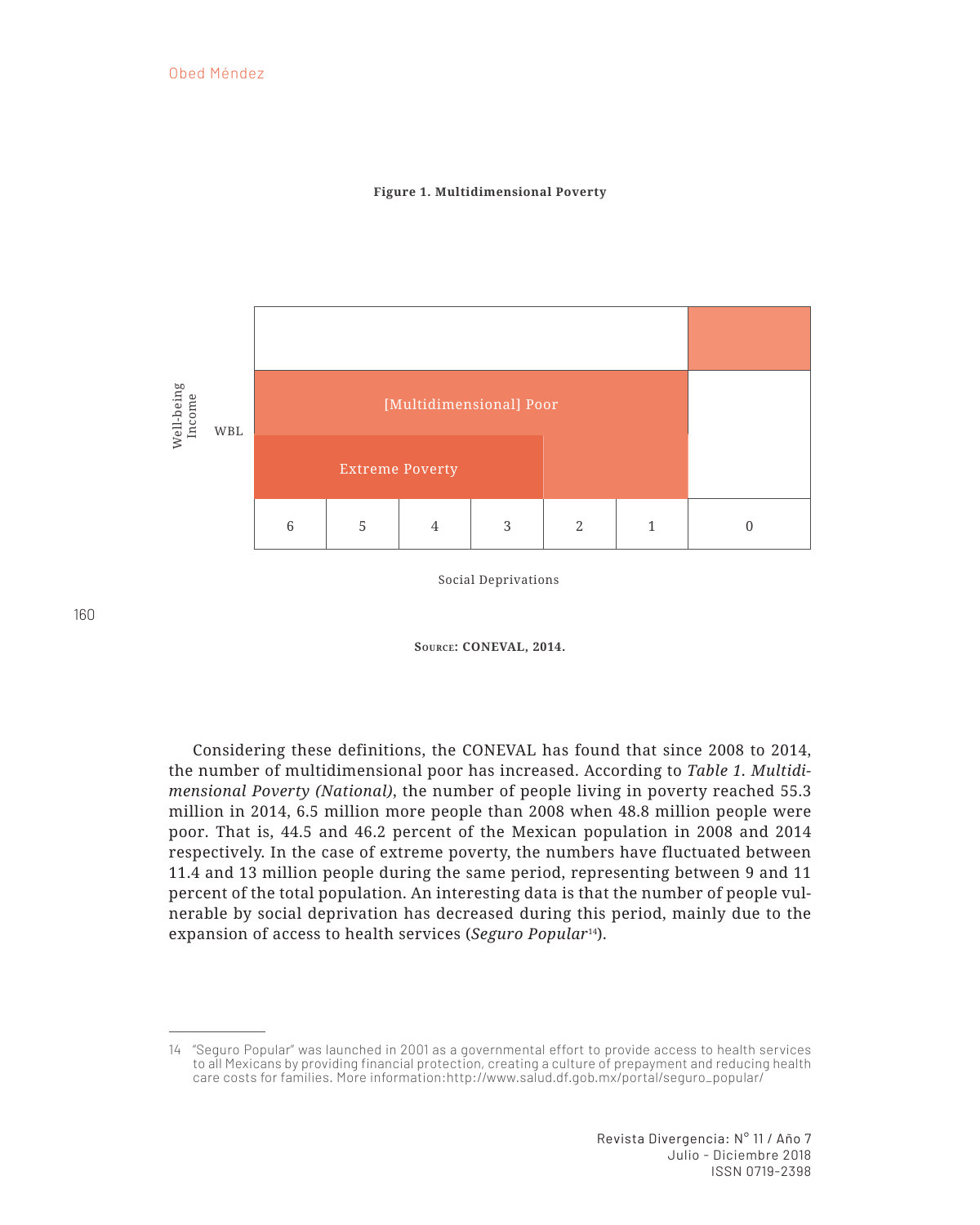**Figure 1. Multidimensional Poverty**

| Well-being Income | | | | | | | |
|---|---|---|---|---|---|---|---|
| WBL | [Multidimensional] Poor | | | | | | |
| | Extreme Poverty | | | | | | |
| | 6 | 5 | 4 | 3 | 2 | 1 | 0 |

Social Deprivations

**Source: CONEVAL, 2014.**

Considering these definitions, the CONEVAL has found that since 2008 to 2014, the number of multidimensional poor has increased. According to *Table 1. Multidimensional Poverty (National)*, the number of people living in poverty reached 55.3 million in 2014, 6.5 million more people than 2008 when 48.8 million people were poor. That is, 44.5 and 46.2 percent of the Mexican population in 2008 and 2014 respectively. In the case of extreme poverty, the numbers have fluctuated between 11.4 and 13 million people during the same period, representing between 9 and 11 percent of the total population. An interesting data is that the number of people vulnerable by social deprivation has decreased during this period, mainly due to the expansion of access to health services (*Seguro Popular*[14]).

---

14 "Seguro Popular" was launched in 2001 as a governmental effort to provide access to health services to all Mexicans by providing financial protection, creating a culture of prepayment and reducing health care costs for families. More information:http://www.salud.df.gob.mx/portal/seguro_popular/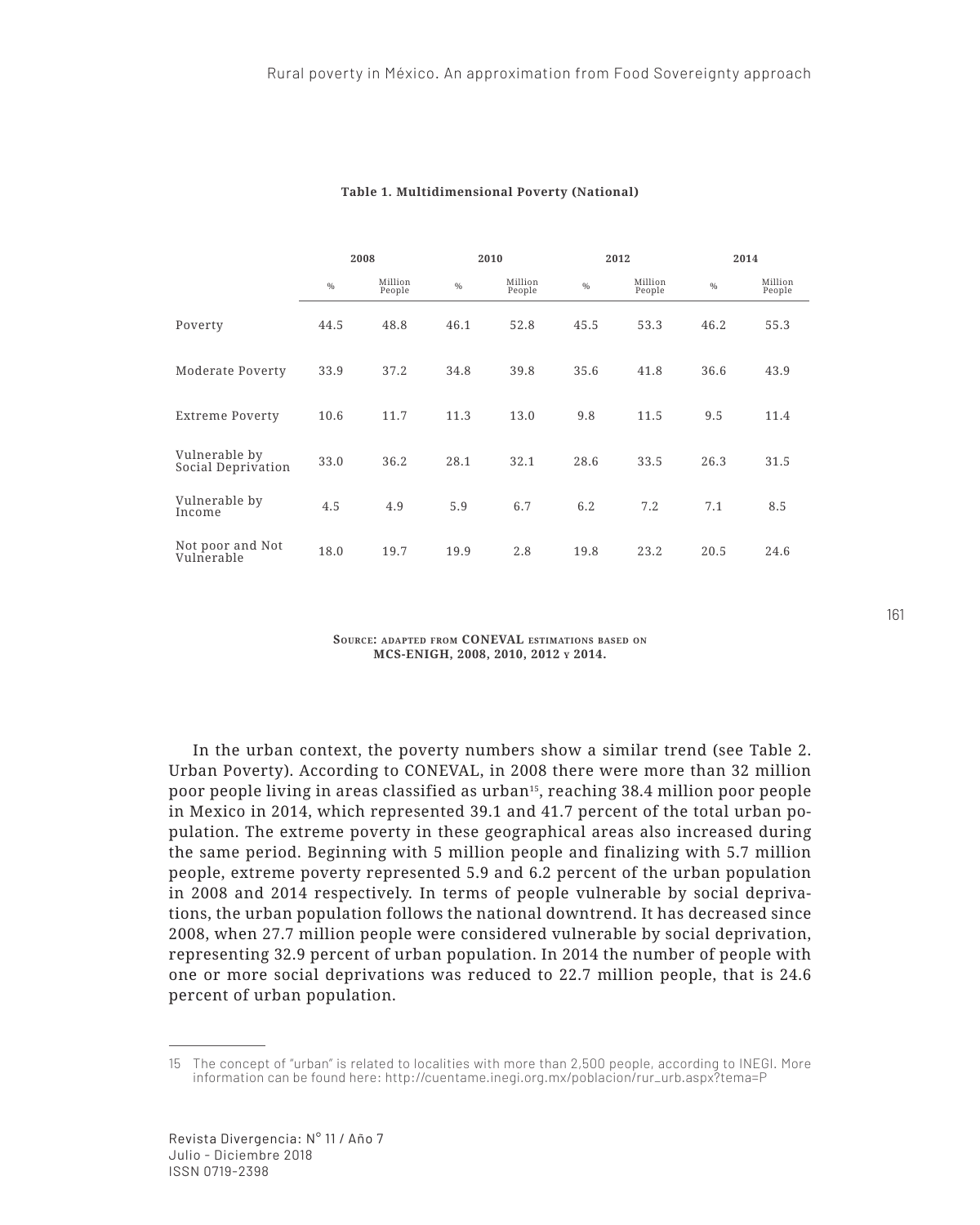**Table 1. Multidimensional Poverty (National)**

| | 2008 | | 2010 | | 2012 | | 2014 | |
|---|---|---|---|---|---|---|---|---|
| | % | Million People | % | Million People | % | Million People | % | Million People |
| Poverty | 44.5 | 48.8 | 46.1 | 52.8 | 45.5 | 53.3 | 46.2 | 55.3 |
| Moderate Poverty | 33.9 | 37.2 | 34.8 | 39.8 | 35.6 | 41.8 | 36.6 | 43.9 |
| Extreme Poverty | 10.6 | 11.7 | 11.3 | 13.0 | 9.8 | 11.5 | 9.5 | 11.4 |
| Vulnerable by Social Deprivation | 33.0 | 36.2 | 28.1 | 32.1 | 28.6 | 33.5 | 26.3 | 31.5 |
| Vulnerable by Income | 4.5 | 4.9 | 5.9 | 6.7 | 6.2 | 7.2 | 7.1 | 8.5 |
| Not poor and Not Vulnerable | 18.0 | 19.7 | 19.9 | 2.8 | 19.8 | 23.2 | 20.5 | 24.6 |

**Source: adapted from CONEVAL estimations based on MCS-ENIGH, 2008, 2010, 2012 y 2014.**

In the urban context, the poverty numbers show a similar trend (see Table 2. Urban Poverty). According to CONEVAL, in 2008 there were more than 32 million poor people living in areas classified as urban[15], reaching 38.4 million poor people in Mexico in 2014, which represented 39.1 and 41.7 percent of the total urban population. The extreme poverty in these geographical areas also increased during the same period. Beginning with 5 million people and finalizing with 5.7 million people, extreme poverty represented 5.9 and 6.2 percent of the urban population in 2008 and 2014 respectively. In terms of people vulnerable by social deprivations, the urban population follows the national downtrend. It has decreased since 2008, when 27.7 million people were considered vulnerable by social deprivation, representing 32.9 percent of urban population. In 2014 the number of people with one or more social deprivations was reduced to 22.7 million people, that is 24.6 percent of urban population.

15 The concept of "urban" is related to localities with more than 2,500 people, according to INEGI. More information can be found here: http://cuentame.inegi.org.mx/poblacion/rur_urb.aspx?tema=P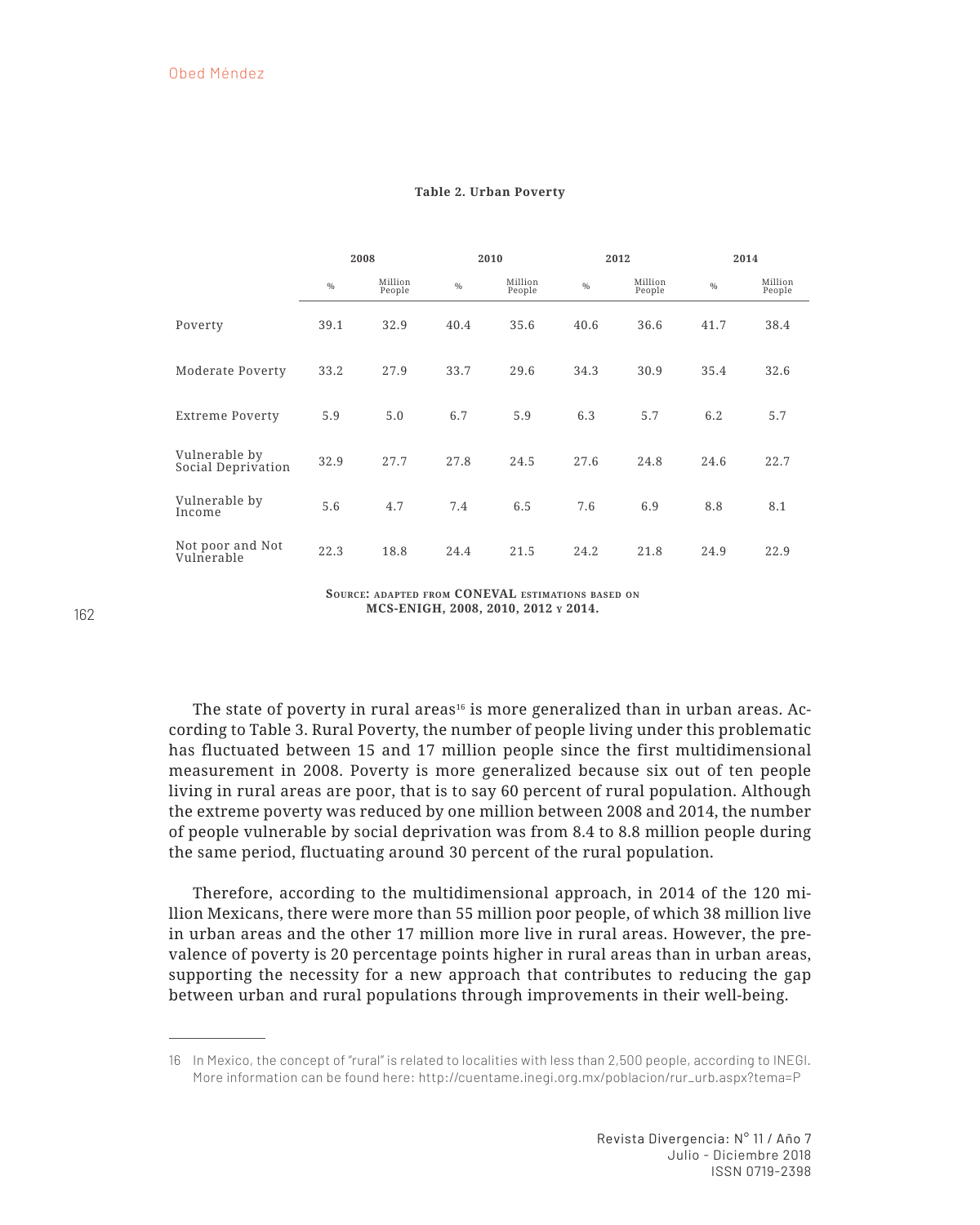**Table 2. Urban Poverty**

| | 2008 | | 2010 | | 2012 | | 2014 | |
|---|---|---|---|---|---|---|---|---|
| | % | Million People | % | Million People | % | Million People | % | Million People |
| Poverty | 39.1 | 32.9 | 40.4 | 35.6 | 40.6 | 36.6 | 41.7 | 38.4 |
| Moderate Poverty | 33.2 | 27.9 | 33.7 | 29.6 | 34.3 | 30.9 | 35.4 | 32.6 |
| Extreme Poverty | 5.9 | 5.0 | 6.7 | 5.9 | 6.3 | 5.7 | 6.2 | 5.7 |
| Vulnerable by Social Deprivation | 32.9 | 27.7 | 27.8 | 24.5 | 27.6 | 24.8 | 24.6 | 22.7 |
| Vulnerable by Income | 5.6 | 4.7 | 7.4 | 6.5 | 7.6 | 6.9 | 8.8 | 8.1 |
| Not poor and Not Vulnerable | 22.3 | 18.8 | 24.4 | 21.5 | 24.2 | 21.8 | 24.9 | 22.9 |

Source: adapted from CONEVAL estimations based on MCS-ENIGH, 2008, 2010, 2012 y 2014.

The state of poverty in rural areas[16] is more generalized than in urban areas. According to Table 3. Rural Poverty, the number of people living under this problematic has fluctuated between 15 and 17 million people since the first multidimensional measurement in 2008. Poverty is more generalized because six out of ten people living in rural areas are poor, that is to say 60 percent of rural population. Although the extreme poverty was reduced by one million between 2008 and 2014, the number of people vulnerable by social deprivation was from 8.4 to 8.8 million people during the same period, fluctuating around 30 percent of the rural population.

Therefore, according to the multidimensional approach, in 2014 of the 120 million Mexicans, there were more than 55 million poor people, of which 38 million live in urban areas and the other 17 million more live in rural areas. However, the prevalence of poverty is 20 percentage points higher in rural areas than in urban areas, supporting the necessity for a new approach that contributes to reducing the gap between urban and rural populations through improvements in their well-being.

---

16 In Mexico, the concept of "rural" is related to localities with less than 2,500 people, according to INEGI. More information can be found here: http://cuentame.inegi.org.mx/poblacion/rur_urb.aspx?tema=P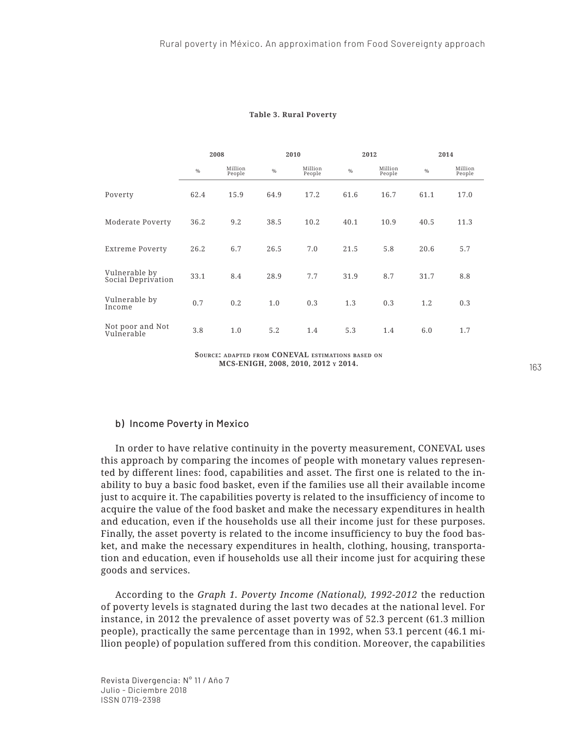**Table 3. Rural Poverty**

| | 2008 | | 2010 | | 2012 | | 2014 | |
|---|---|---|---|---|---|---|---|---|
| | % | Million People | % | Million People | % | Million People | % | Million People |
| Poverty | 62.4 | 15.9 | 64.9 | 17.2 | 61.6 | 16.7 | 61.1 | 17.0 |
| Moderate Poverty | 36.2 | 9.2 | 38.5 | 10.2 | 40.1 | 10.9 | 40.5 | 11.3 |
| Extreme Poverty | 26.2 | 6.7 | 26.5 | 7.0 | 21.5 | 5.8 | 20.6 | 5.7 |
| Vulnerable by Social Deprivation | 33.1 | 8.4 | 28.9 | 7.7 | 31.9 | 8.7 | 31.7 | 8.8 |
| Vulnerable by Income | 0.7 | 0.2 | 1.0 | 0.3 | 1.3 | 0.3 | 1.2 | 0.3 |
| Not poor and Not Vulnerable | 3.8 | 1.0 | 5.2 | 1.4 | 5.3 | 1.4 | 6.0 | 1.7 |

Source: adapted from **CONEVAL** estimations based on **MCS-ENIGH, 2008, 2010, 2012 y 2014.**

### b) Income Poverty in Mexico

In order to have relative continuity in the poverty measurement, CONEVAL uses this approach by comparing the incomes of people with monetary values represented by different lines: food, capabilities and asset. The first one is related to the inability to buy a basic food basket, even if the families use all their available income just to acquire it. The capabilities poverty is related to the insufficiency of income to acquire the value of the food basket and make the necessary expenditures in health and education, even if the households use all their income just for these purposes. Finally, the asset poverty is related to the income insufficiency to buy the food basket, and make the necessary expenditures in health, clothing, housing, transportation and education, even if households use all their income just for acquiring these goods and services.

According to the *Graph 1. Poverty Income (National), 1992-2012* the reduction of poverty levels is stagnated during the last two decades at the national level. For instance, in 2012 the prevalence of asset poverty was of 52.3 percent (61.3 million people), practically the same percentage than in 1992, when 53.1 percent (46.1 million people) of population suffered from this condition. Moreover, the capabilities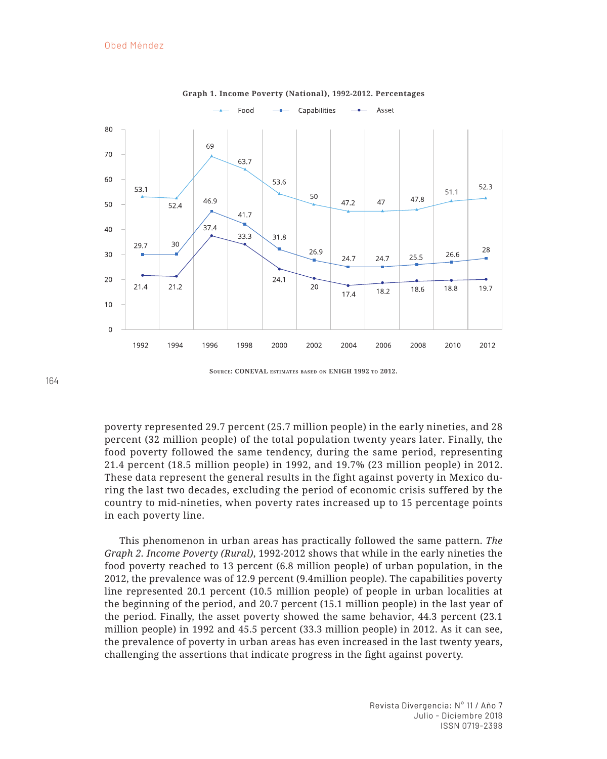**Graph 1. Income Poverty (National), 1992-2012. Percentages**

| | 1992 | 1994 | 1996 | 1998 | 2000 | 2002 | 2004 | 2006 | 2008 | 2010 | 2012 |
|---|---|---|---|---|---|---|---|---|---|---|---|
| Food | 53.1 | 52.4 | 69 | 63.7 | 53.6 | 50 | 47.2 | 47 | 47.8 | 51.1 | 52.3 |
| Capabilities | 29.7 | 30 | 46.9 | 41.7 | 31.8 | 26.9 | 24.7 | 24.7 | 25.5 | 26.6 | 28 |
| Asset | 21.4 | 21.2 | 37.4 | 33.3 | 24.1 | 20 | 17.4 | 18.2 | 18.6 | 18.8 | 19.7 |

Source: CONEVAL estimates based on ENIGH 1992 to 2012.

poverty represented 29.7 percent (25.7 million people) in the early nineties, and 28 percent (32 million people) of the total population twenty years later. Finally, the food poverty followed the same tendency, during the same period, representing 21.4 percent (18.5 million people) in 1992, and 19.7% (23 million people) in 2012. These data represent the general results in the fight against poverty in Mexico during the last two decades, excluding the period of economic crisis suffered by the country to mid-nineties, when poverty rates increased up to 15 percentage points in each poverty line.

This phenomenon in urban areas has practically followed the same pattern. *The Graph 2. Income Poverty (Rural)*, 1992-2012 shows that while in the early nineties the food poverty reached to 13 percent (6.8 million people) of urban population, in the 2012, the prevalence was of 12.9 percent (9.4million people). The capabilities poverty line represented 20.1 percent (10.5 million people) of people in urban localities at the beginning of the period, and 20.7 percent (15.1 million people) in the last year of the period. Finally, the asset poverty showed the same behavior, 44.3 percent (23.1 million people) in 1992 and 45.5 percent (33.3 million people) in 2012. As it can see, the prevalence of poverty in urban areas has even increased in the last twenty years, challenging the assertions that indicate progress in the fight against poverty.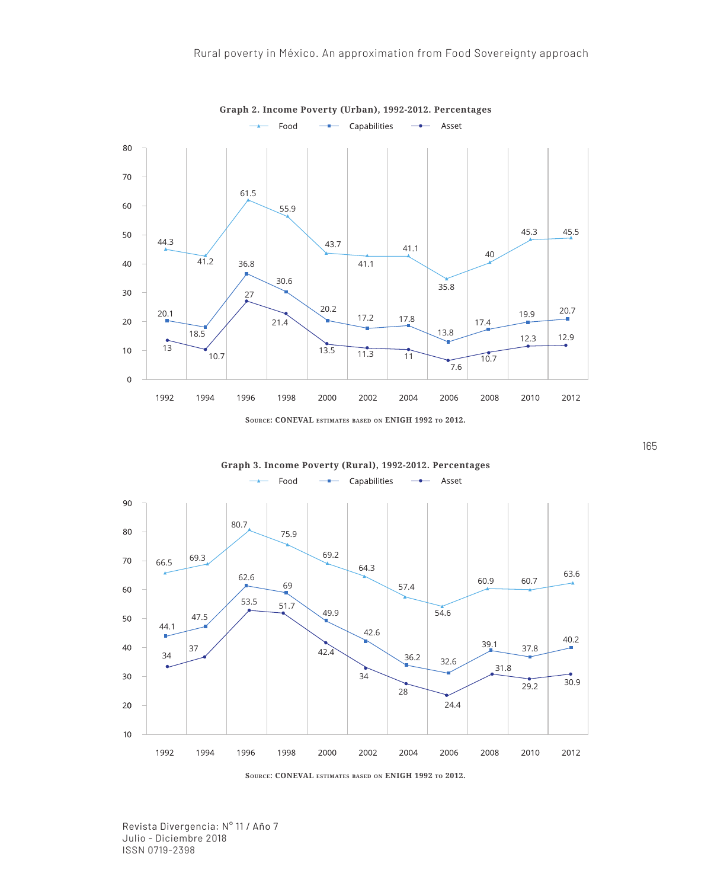**Graph 2. Income Poverty (Urban), 1992-2012. Percentages**

| Year | Food | Capabilities | Asset |
|---|---|---|---|
| 1992 | 44.3 | 20.1 | 13 |
| 1994 | 41.2 | 18.5 | 10.7 |
| 1996 | 61.5 | 36.8 | 27 |
| 1998 | 55.9 | 30.6 | 21.4 |
| 2000 | 43.7 | 20.2 | 13.5 |
| 2002 | 41.1 | 17.2 | 11.3 |
| 2004 | 41.1 | 17.8 | 11 |
| 2006 | 35.8 | 13.8 | 7.6 |
| 2008 | 40 | 17.4 | 10.7 |
| 2010 | 45.3 | 19.9 | 12.3 |
| 2012 | 45.5 | 20.7 | 12.9 |

Source: CONEVAL estimates based on ENIGH 1992 to 2012.

**Graph 3. Income Poverty (Rural), 1992-2012. Percentages**

| Year | Food | Capabilities | Asset |
|---|---|---|---|
| 1992 | 66.5 | 44.1 | 34 |
| 1994 | 69.3 | 47.5 | 37 |
| 1996 | 80.7 | 62.6 | 53.5 |
| 1998 | 75.9 | 69 | 51.7 |
| 2000 | 69.2 | 49.9 | 42.4 |
| 2002 | 64.3 | 42.6 | 34 |
| 2004 | 57.4 | 36.2 | 28 |
| 2006 | 54.6 | 32.6 | 24.4 |
| 2008 | 60.9 | 39.1 | 31.8 |
| 2010 | 60.7 | 37.8 | 29.2 |
| 2012 | 63.6 | 40.2 | 30.9 |

Source: CONEVAL estimates based on ENIGH 1992 to 2012.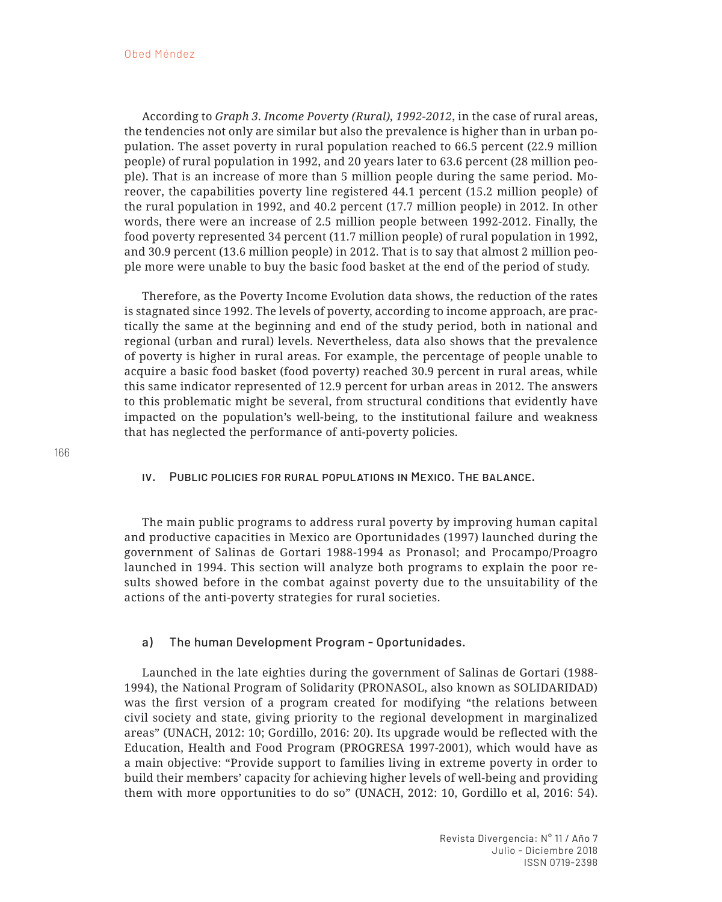According to *Graph 3. Income Poverty (Rural), 1992-2012*, in the case of rural areas, the tendencies not only are similar but also the prevalence is higher than in urban population. The asset poverty in rural population reached to 66.5 percent (22.9 million people) of rural population in 1992, and 20 years later to 63.6 percent (28 million people). That is an increase of more than 5 million people during the same period. Moreover, the capabilities poverty line registered 44.1 percent (15.2 million people) of the rural population in 1992, and 40.2 percent (17.7 million people) in 2012. In other words, there were an increase of 2.5 million people between 1992-2012. Finally, the food poverty represented 34 percent (11.7 million people) of rural population in 1992, and 30.9 percent (13.6 million people) in 2012. That is to say that almost 2 million people more were unable to buy the basic food basket at the end of the period of study.

Therefore, as the Poverty Income Evolution data shows, the reduction of the rates is stagnated since 1992. The levels of poverty, according to income approach, are practically the same at the beginning and end of the study period, both in national and regional (urban and rural) levels. Nevertheless, data also shows that the prevalence of poverty is higher in rural areas. For example, the percentage of people unable to acquire a basic food basket (food poverty) reached 30.9 percent in rural areas, while this same indicator represented of 12.9 percent for urban areas in 2012. The answers to this problematic might be several, from structural conditions that evidently have impacted on the population's well-being, to the institutional failure and weakness that has neglected the performance of anti-poverty policies.

## IV. Public policies for rural populations in Mexico. The balance.

The main public programs to address rural poverty by improving human capital and productive capacities in Mexico are Oportunidades (1997) launched during the government of Salinas de Gortari 1988-1994 as Pronasol; and Procampo/Proagro launched in 1994. This section will analyze both programs to explain the poor results showed before in the combat against poverty due to the unsuitability of the actions of the anti-poverty strategies for rural societies.

### a) The human Development Program - Oportunidades.

Launched in the late eighties during the government of Salinas de Gortari (1988-1994), the National Program of Solidarity (PRONASOL, also known as SOLIDARIDAD) was the first version of a program created for modifying "the relations between civil society and state, giving priority to the regional development in marginalized areas" (UNACH, 2012: 10; Gordillo, 2016: 20). Its upgrade would be reflected with the Education, Health and Food Program (PROGRESA 1997-2001), which would have as a main objective: "Provide support to families living in extreme poverty in order to build their members' capacity for achieving higher levels of well-being and providing them with more opportunities to do so" (UNACH, 2012: 10, Gordillo et al, 2016: 54).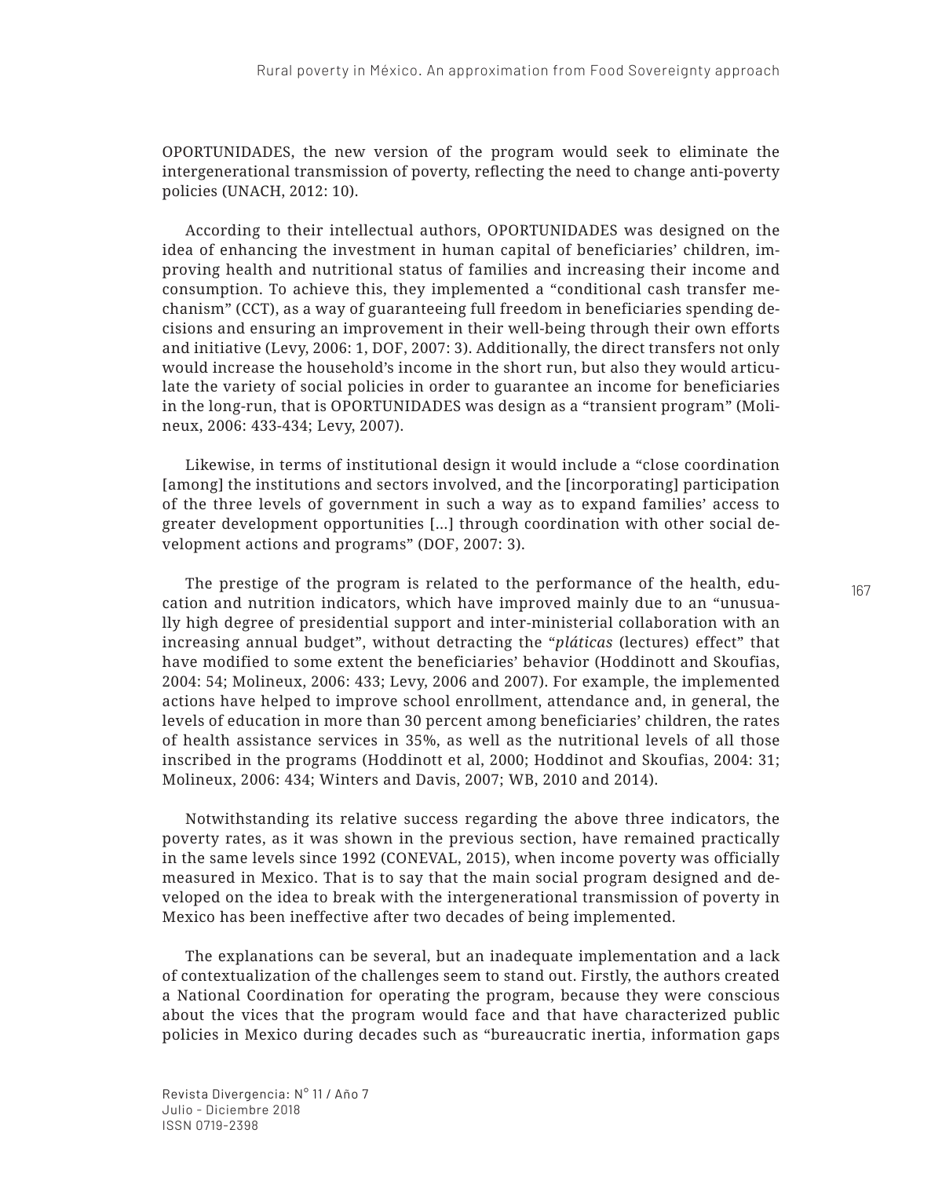OPORTUNIDADES, the new version of the program would seek to eliminate the intergenerational transmission of poverty, reflecting the need to change anti-poverty policies (UNACH, 2012: 10).

According to their intellectual authors, OPORTUNIDADES was designed on the idea of enhancing the investment in human capital of beneficiaries' children, improving health and nutritional status of families and increasing their income and consumption. To achieve this, they implemented a "conditional cash transfer mechanism" (CCT), as a way of guaranteeing full freedom in beneficiaries spending decisions and ensuring an improvement in their well-being through their own efforts and initiative (Levy, 2006: 1, DOF, 2007: 3). Additionally, the direct transfers not only would increase the household's income in the short run, but also they would articulate the variety of social policies in order to guarantee an income for beneficiaries in the long-run, that is OPORTUNIDADES was design as a "transient program" (Molineux, 2006: 433-434; Levy, 2007).

Likewise, in terms of institutional design it would include a "close coordination [among] the institutions and sectors involved, and the [incorporating] participation of the three levels of government in such a way as to expand families' access to greater development opportunities [...] through coordination with other social development actions and programs" (DOF, 2007: 3).

The prestige of the program is related to the performance of the health, education and nutrition indicators, which have improved mainly due to an "unusually high degree of presidential support and inter-ministerial collaboration with an increasing annual budget", without detracting the "*pláticas* (lectures) effect" that have modified to some extent the beneficiaries' behavior (Hoddinott and Skoufias, 2004: 54; Molineux, 2006: 433; Levy, 2006 and 2007). For example, the implemented actions have helped to improve school enrollment, attendance and, in general, the levels of education in more than 30 percent among beneficiaries' children, the rates of health assistance services in 35%, as well as the nutritional levels of all those inscribed in the programs (Hoddinott et al, 2000; Hoddinot and Skoufias, 2004: 31; Molineux, 2006: 434; Winters and Davis, 2007; WB, 2010 and 2014).

Notwithstanding its relative success regarding the above three indicators, the poverty rates, as it was shown in the previous section, have remained practically in the same levels since 1992 (CONEVAL, 2015), when income poverty was officially measured in Mexico. That is to say that the main social program designed and developed on the idea to break with the intergenerational transmission of poverty in Mexico has been ineffective after two decades of being implemented.

The explanations can be several, but an inadequate implementation and a lack of contextualization of the challenges seem to stand out. Firstly, the authors created a National Coordination for operating the program, because they were conscious about the vices that the program would face and that have characterized public policies in Mexico during decades such as "bureaucratic inertia, information gaps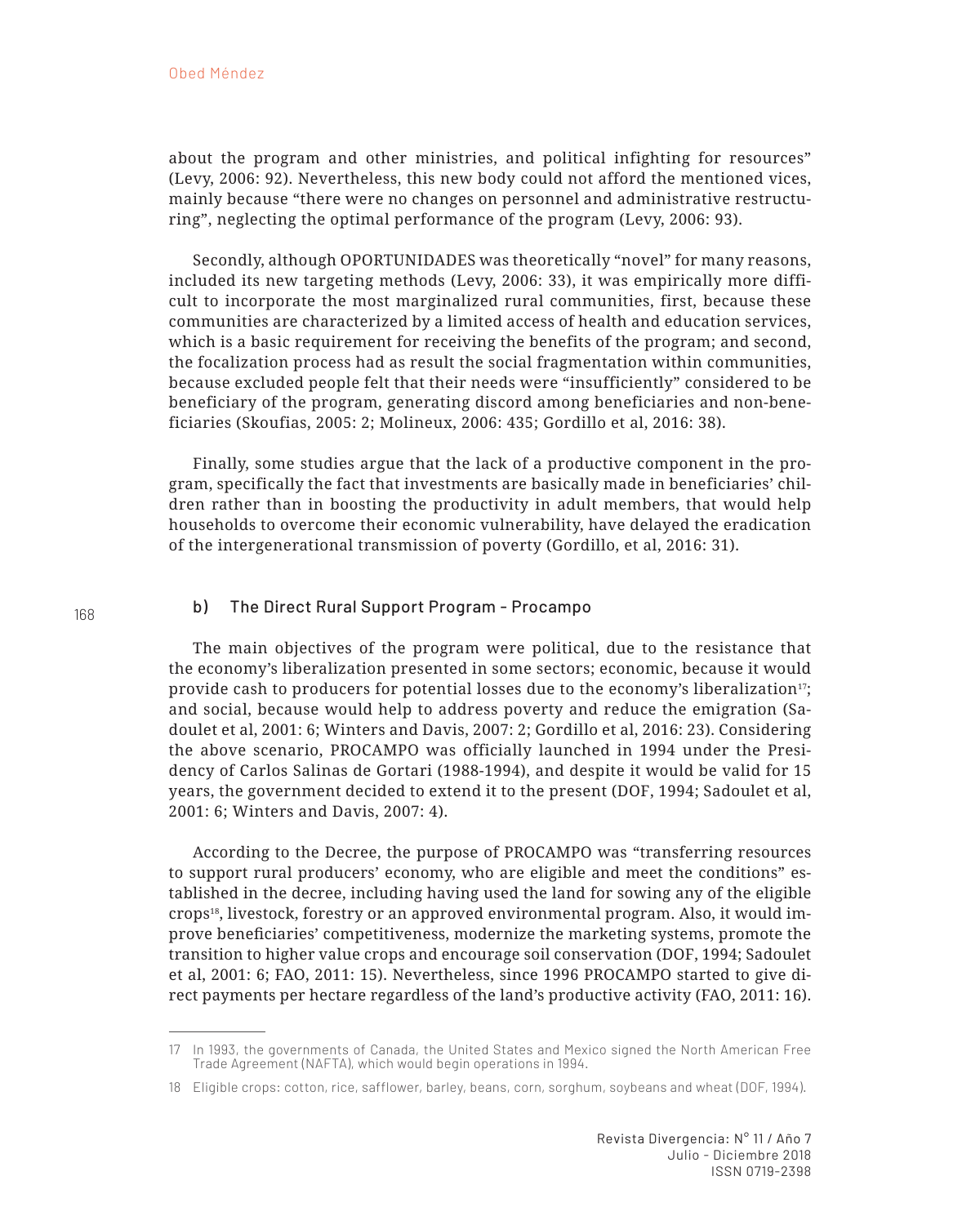about the program and other ministries, and political infighting for resources" (Levy, 2006: 92). Nevertheless, this new body could not afford the mentioned vices, mainly because "there were no changes on personnel and administrative restructuring", neglecting the optimal performance of the program (Levy, 2006: 93).

Secondly, although OPORTUNIDADES was theoretically "novel" for many reasons, included its new targeting methods (Levy, 2006: 33), it was empirically more difficult to incorporate the most marginalized rural communities, first, because these communities are characterized by a limited access of health and education services, which is a basic requirement for receiving the benefits of the program; and second, the focalization process had as result the social fragmentation within communities, because excluded people felt that their needs were "insufficiently" considered to be beneficiary of the program, generating discord among beneficiaries and non-beneficiaries (Skoufias, 2005: 2; Molineux, 2006: 435; Gordillo et al, 2016: 38).

Finally, some studies argue that the lack of a productive component in the program, specifically the fact that investments are basically made in beneficiaries' children rather than in boosting the productivity in adult members, that would help households to overcome their economic vulnerability, have delayed the eradication of the intergenerational transmission of poverty (Gordillo, et al, 2016: 31).

### b) The Direct Rural Support Program - Procampo

The main objectives of the program were political, due to the resistance that the economy's liberalization presented in some sectors; economic, because it would provide cash to producers for potential losses due to the economy's liberalization[17]; and social, because would help to address poverty and reduce the emigration (Sadoulet et al, 2001: 6; Winters and Davis, 2007: 2; Gordillo et al, 2016: 23). Considering the above scenario, PROCAMPO was officially launched in 1994 under the Presidency of Carlos Salinas de Gortari (1988-1994), and despite it would be valid for 15 years, the government decided to extend it to the present (DOF, 1994; Sadoulet et al, 2001: 6; Winters and Davis, 2007: 4).

According to the Decree, the purpose of PROCAMPO was "transferring resources to support rural producers' economy, who are eligible and meet the conditions" established in the decree, including having used the land for sowing any of the eligible crops[18], livestock, forestry or an approved environmental program. Also, it would improve beneficiaries' competitiveness, modernize the marketing systems, promote the transition to higher value crops and encourage soil conservation (DOF, 1994; Sadoulet et al, 2001: 6; FAO, 2011: 15). Nevertheless, since 1996 PROCAMPO started to give direct payments per hectare regardless of the land's productive activity (FAO, 2011: 16).

---

17 In 1993, the governments of Canada, the United States and Mexico signed the North American Free Trade Agreement (NAFTA), which would begin operations in 1994.

18 Eligible crops: cotton, rice, safflower, barley, beans, corn, sorghum, soybeans and wheat (DOF, 1994).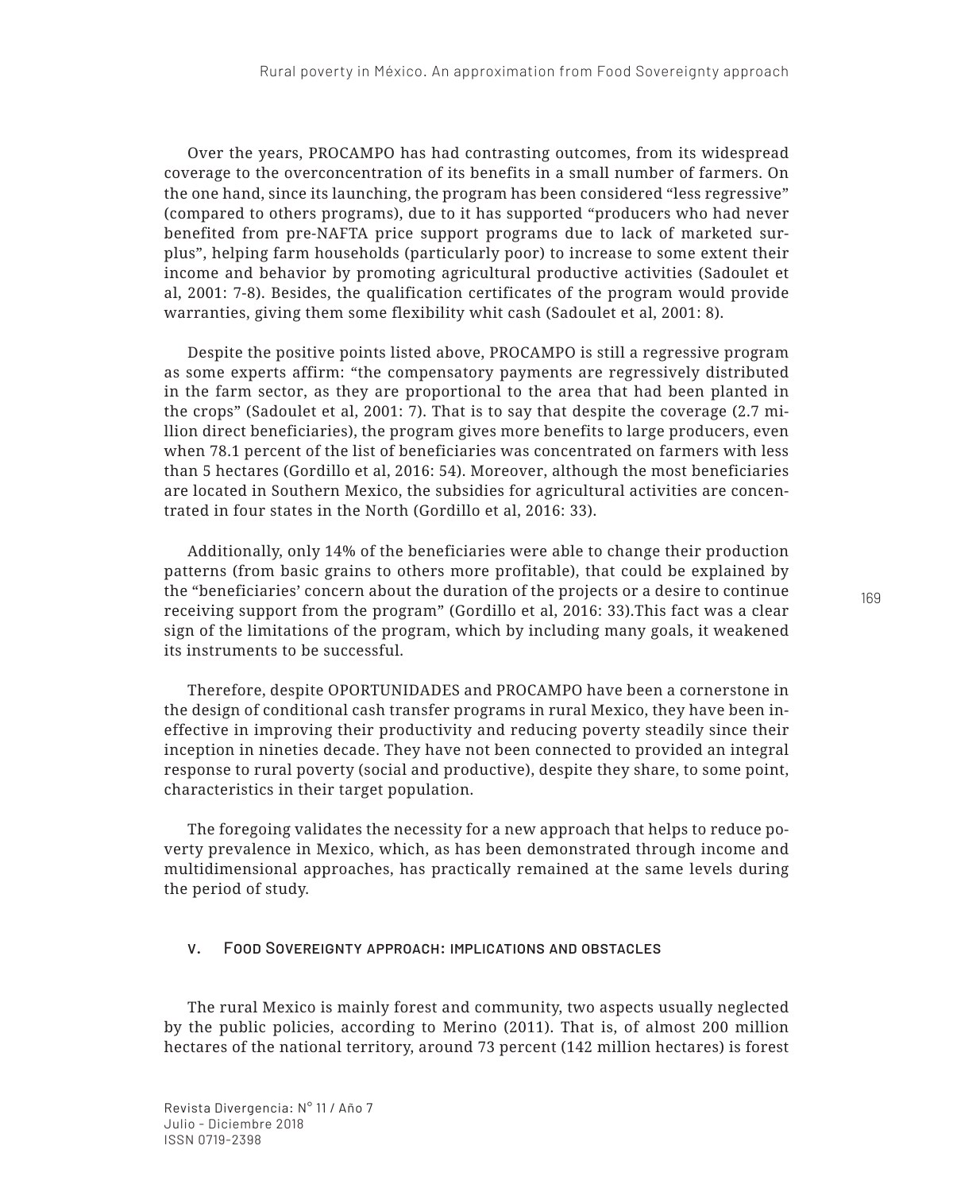Over the years, PROCAMPO has had contrasting outcomes, from its widespread coverage to the overconcentration of its benefits in a small number of farmers. On the one hand, since its launching, the program has been considered "less regressive" (compared to others programs), due to it has supported "producers who had never benefited from pre-NAFTA price support programs due to lack of marketed surplus", helping farm households (particularly poor) to increase to some extent their income and behavior by promoting agricultural productive activities (Sadoulet et al, 2001: 7-8). Besides, the qualification certificates of the program would provide warranties, giving them some flexibility whit cash (Sadoulet et al, 2001: 8).

Despite the positive points listed above, PROCAMPO is still a regressive program as some experts affirm: "the compensatory payments are regressively distributed in the farm sector, as they are proportional to the area that had been planted in the crops" (Sadoulet et al, 2001: 7). That is to say that despite the coverage (2.7 million direct beneficiaries), the program gives more benefits to large producers, even when 78.1 percent of the list of beneficiaries was concentrated on farmers with less than 5 hectares (Gordillo et al, 2016: 54). Moreover, although the most beneficiaries are located in Southern Mexico, the subsidies for agricultural activities are concentrated in four states in the North (Gordillo et al, 2016: 33).

Additionally, only 14% of the beneficiaries were able to change their production patterns (from basic grains to others more profitable), that could be explained by the "beneficiaries' concern about the duration of the projects or a desire to continue receiving support from the program" (Gordillo et al, 2016: 33).This fact was a clear sign of the limitations of the program, which by including many goals, it weakened its instruments to be successful.

Therefore, despite OPORTUNIDADES and PROCAMPO have been a cornerstone in the design of conditional cash transfer programs in rural Mexico, they have been ineffective in improving their productivity and reducing poverty steadily since their inception in nineties decade. They have not been connected to provided an integral response to rural poverty (social and productive), despite they share, to some point, characteristics in their target population.

The foregoing validates the necessity for a new approach that helps to reduce poverty prevalence in Mexico, which, as has been demonstrated through income and multidimensional approaches, has practically remained at the same levels during the period of study.

## V. Food Sovereignty approach: implications and obstacles

The rural Mexico is mainly forest and community, two aspects usually neglected by the public policies, according to Merino (2011). That is, of almost 200 million hectares of the national territory, around 73 percent (142 million hectares) is forest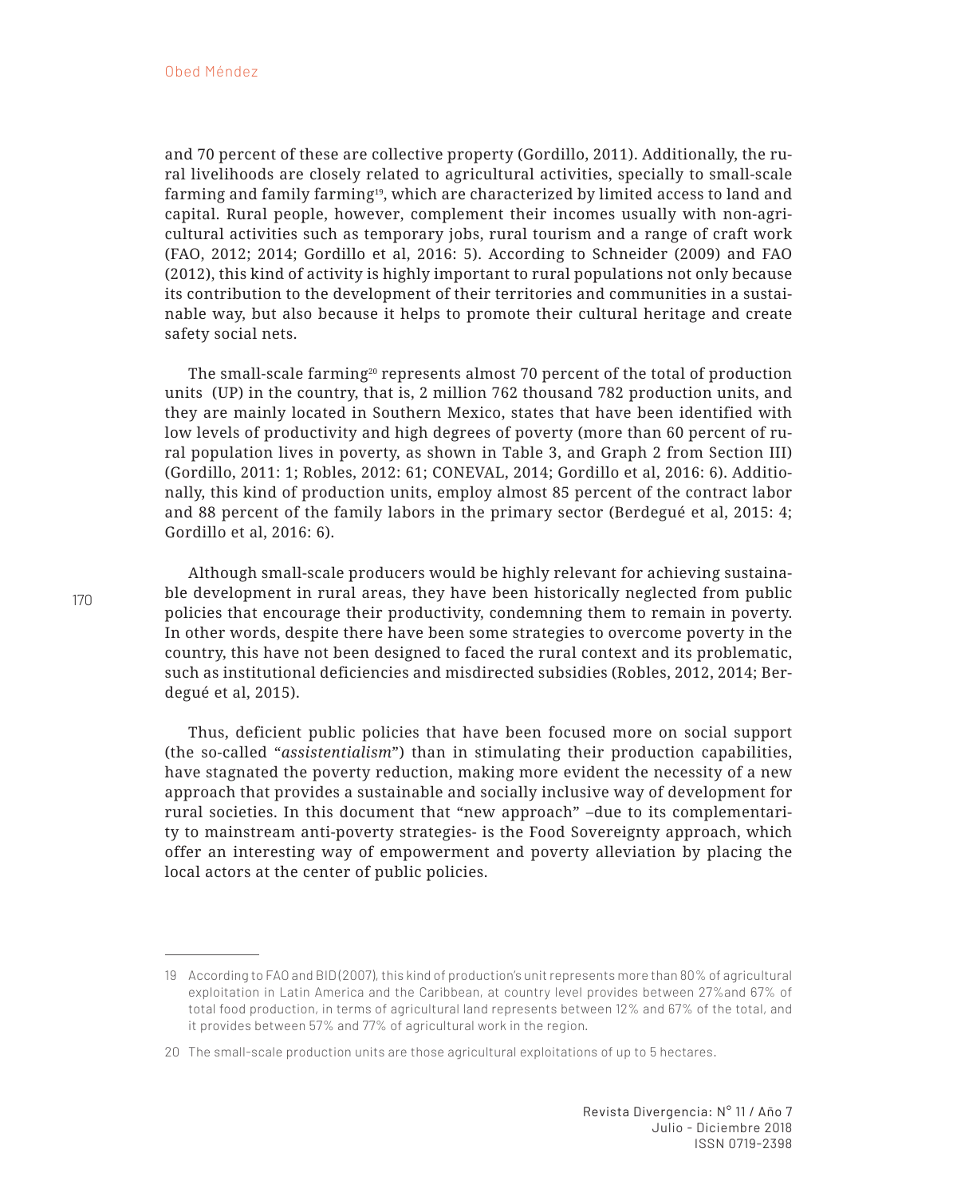and 70 percent of these are collective property (Gordillo, 2011). Additionally, the rural livelihoods are closely related to agricultural activities, specially to small-scale farming and family farming[19], which are characterized by limited access to land and capital. Rural people, however, complement their incomes usually with non-agricultural activities such as temporary jobs, rural tourism and a range of craft work (FAO, 2012; 2014; Gordillo et al, 2016: 5). According to Schneider (2009) and FAO (2012), this kind of activity is highly important to rural populations not only because its contribution to the development of their territories and communities in a sustainable way, but also because it helps to promote their cultural heritage and create safety social nets.

The small-scale farming[20] represents almost 70 percent of the total of production units (UP) in the country, that is, 2 million 762 thousand 782 production units, and they are mainly located in Southern Mexico, states that have been identified with low levels of productivity and high degrees of poverty (more than 60 percent of rural population lives in poverty, as shown in Table 3, and Graph 2 from Section III) (Gordillo, 2011: 1; Robles, 2012: 61; CONEVAL, 2014; Gordillo et al, 2016: 6). Additionally, this kind of production units, employ almost 85 percent of the contract labor and 88 percent of the family labors in the primary sector (Berdegué et al, 2015: 4; Gordillo et al, 2016: 6).

Although small-scale producers would be highly relevant for achieving sustainable development in rural areas, they have been historically neglected from public policies that encourage their productivity, condemning them to remain in poverty. In other words, despite there have been some strategies to overcome poverty in the country, this have not been designed to faced the rural context and its problematic, such as institutional deficiencies and misdirected subsidies (Robles, 2012, 2014; Berdegué et al, 2015).

Thus, deficient public policies that have been focused more on social support (the so-called "*assistentialism*") than in stimulating their production capabilities, have stagnated the poverty reduction, making more evident the necessity of a new approach that provides a sustainable and socially inclusive way of development for rural societies. In this document that "new approach" –due to its complementarity to mainstream anti-poverty strategies- is the Food Sovereignty approach, which offer an interesting way of empowerment and poverty alleviation by placing the local actors at the center of public policies.

---

19 According to FAO and BID (2007), this kind of production's unit represents more than 80% of agricultural exploitation in Latin America and the Caribbean, at country level provides between 27%and 67% of total food production, in terms of agricultural land represents between 12% and 67% of the total, and it provides between 57% and 77% of agricultural work in the region.

20 The small-scale production units are those agricultural exploitations of up to 5 hectares.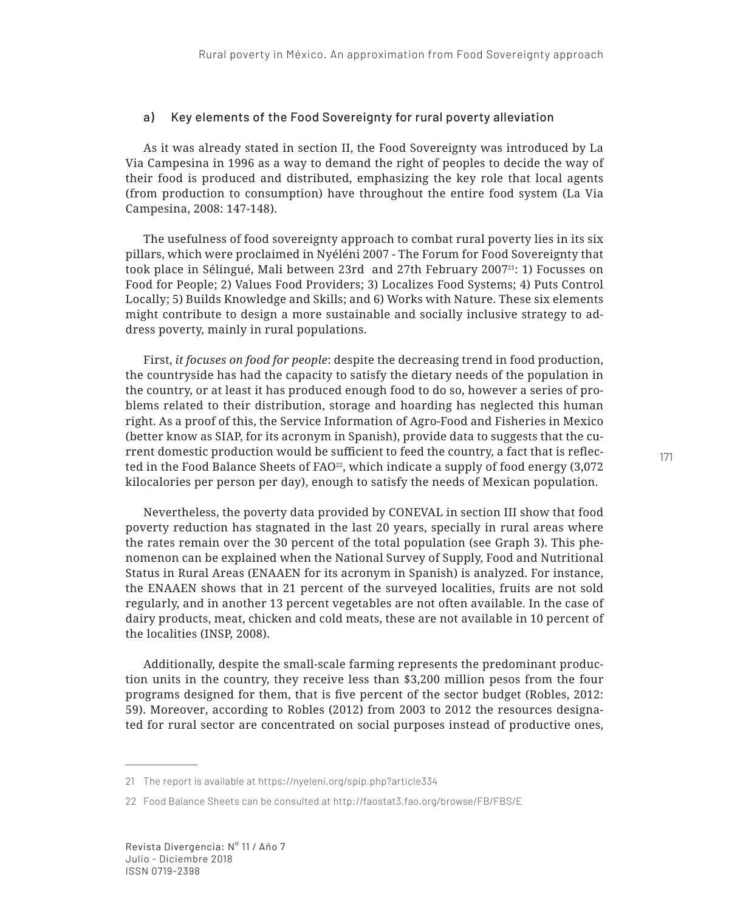### a) Key elements of the Food Sovereignty for rural poverty alleviation

As it was already stated in section II, the Food Sovereignty was introduced by La Via Campesina in 1996 as a way to demand the right of peoples to decide the way of their food is produced and distributed, emphasizing the key role that local agents (from production to consumption) have throughout the entire food system (La Via Campesina, 2008: 147-148).

The usefulness of food sovereignty approach to combat rural poverty lies in its six pillars, which were proclaimed in Nyéléni 2007 - The Forum for Food Sovereignty that took place in Sélingué, Mali between 23rd and 27th February 2007[21]: 1) Focusses on Food for People; 2) Values Food Providers; 3) Localizes Food Systems; 4) Puts Control Locally; 5) Builds Knowledge and Skills; and 6) Works with Nature. These six elements might contribute to design a more sustainable and socially inclusive strategy to address poverty, mainly in rural populations.

First, *it focuses on food for people*: despite the decreasing trend in food production, the countryside has had the capacity to satisfy the dietary needs of the population in the country, or at least it has produced enough food to do so, however a series of problems related to their distribution, storage and hoarding has neglected this human right. As a proof of this, the Service Information of Agro-Food and Fisheries in Mexico (better know as SIAP, for its acronym in Spanish), provide data to suggests that the current domestic production would be sufficient to feed the country, a fact that is reflected in the Food Balance Sheets of FAO[22], which indicate a supply of food energy (3,072 kilocalories per person per day), enough to satisfy the needs of Mexican population.

Nevertheless, the poverty data provided by CONEVAL in section III show that food poverty reduction has stagnated in the last 20 years, specially in rural areas where the rates remain over the 30 percent of the total population (see Graph 3). This phenomenon can be explained when the National Survey of Supply, Food and Nutritional Status in Rural Areas (ENAAEN for its acronym in Spanish) is analyzed. For instance, the ENAAEN shows that in 21 percent of the surveyed localities, fruits are not sold regularly, and in another 13 percent vegetables are not often available. In the case of dairy products, meat, chicken and cold meats, these are not available in 10 percent of the localities (INSP, 2008).

Additionally, despite the small-scale farming represents the predominant production units in the country, they receive less than $3,200 million pesos from the four programs designed for them, that is five percent of the sector budget (Robles, 2012: 59). Moreover, according to Robles (2012) from 2003 to 2012 the resources designated for rural sector are concentrated on social purposes instead of productive ones,

---

21 The report is available at https://nyeleni.org/spip.php?article334

22 Food Balance Sheets can be consulted at http://faostat3.fao.org/browse/FB/FBS/E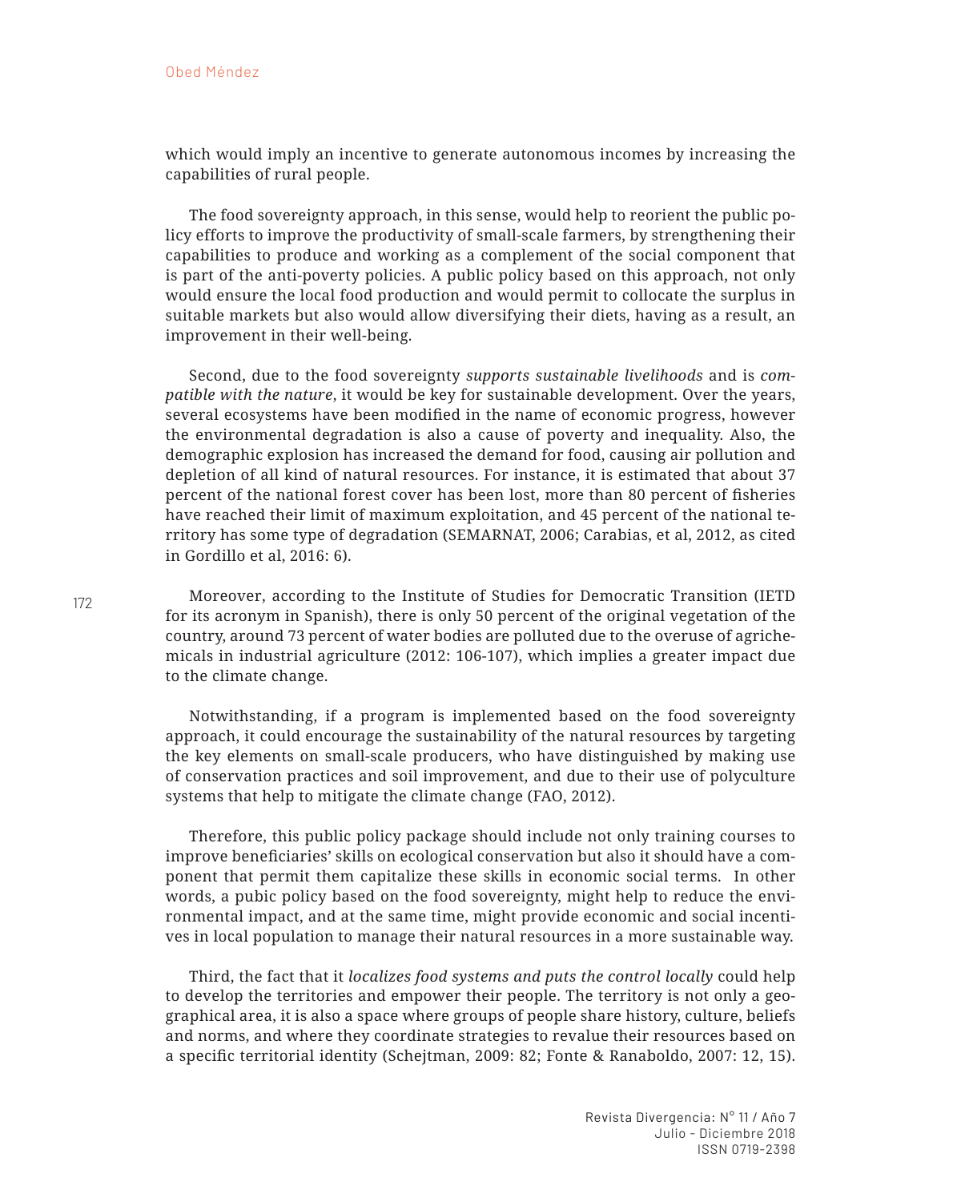which would imply an incentive to generate autonomous incomes by increasing the capabilities of rural people.

The food sovereignty approach, in this sense, would help to reorient the public policy efforts to improve the productivity of small-scale farmers, by strengthening their capabilities to produce and working as a complement of the social component that is part of the anti-poverty policies. A public policy based on this approach, not only would ensure the local food production and would permit to collocate the surplus in suitable markets but also would allow diversifying their diets, having as a result, an improvement in their well-being.

Second, due to the food sovereignty *supports sustainable livelihoods* and is *compatible with the nature*, it would be key for sustainable development. Over the years, several ecosystems have been modified in the name of economic progress, however the environmental degradation is also a cause of poverty and inequality. Also, the demographic explosion has increased the demand for food, causing air pollution and depletion of all kind of natural resources. For instance, it is estimated that about 37 percent of the national forest cover has been lost, more than 80 percent of fisheries have reached their limit of maximum exploitation, and 45 percent of the national territory has some type of degradation (SEMARNAT, 2006; Carabias, et al, 2012, as cited in Gordillo et al, 2016: 6).

Moreover, according to the Institute of Studies for Democratic Transition (IETD for its acronym in Spanish), there is only 50 percent of the original vegetation of the country, around 73 percent of water bodies are polluted due to the overuse of agrichemicals in industrial agriculture (2012: 106-107), which implies a greater impact due to the climate change.

Notwithstanding, if a program is implemented based on the food sovereignty approach, it could encourage the sustainability of the natural resources by targeting the key elements on small-scale producers, who have distinguished by making use of conservation practices and soil improvement, and due to their use of polyculture systems that help to mitigate the climate change (FAO, 2012).

Therefore, this public policy package should include not only training courses to improve beneficiaries' skills on ecological conservation but also it should have a component that permit them capitalize these skills in economic social terms. In other words, a pubic policy based on the food sovereignty, might help to reduce the environmental impact, and at the same time, might provide economic and social incentives in local population to manage their natural resources in a more sustainable way.

Third, the fact that it *localizes food systems and puts the control locally* could help to develop the territories and empower their people. The territory is not only a geographical area, it is also a space where groups of people share history, culture, beliefs and norms, and where they coordinate strategies to revalue their resources based on a specific territorial identity (Schejtman, 2009: 82; Fonte & Ranaboldo, 2007: 12, 15).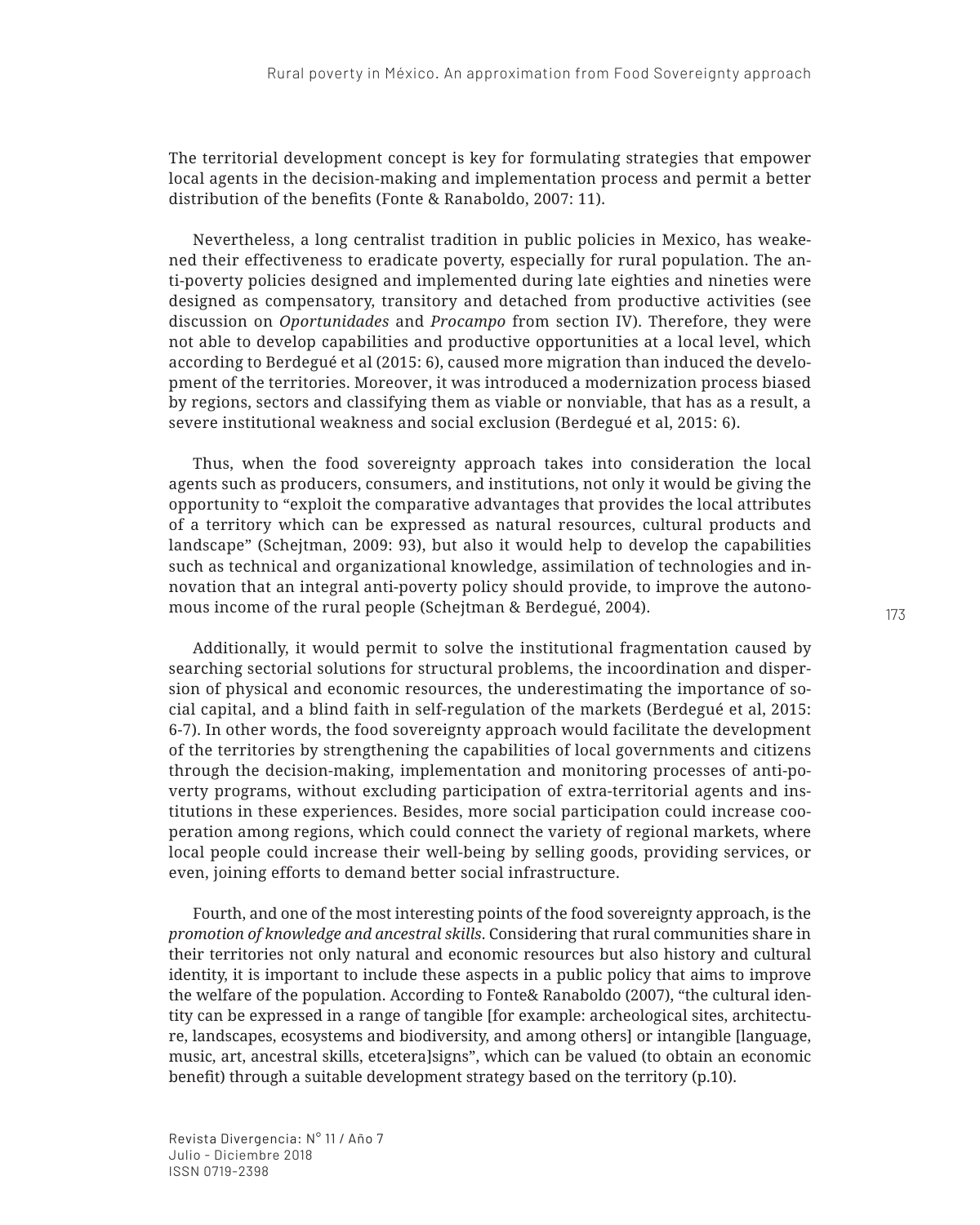The territorial development concept is key for formulating strategies that empower local agents in the decision-making and implementation process and permit a better distribution of the benefits (Fonte & Ranaboldo, 2007: 11).

Nevertheless, a long centralist tradition in public policies in Mexico, has weakened their effectiveness to eradicate poverty, especially for rural population. The anti-poverty policies designed and implemented during late eighties and nineties were designed as compensatory, transitory and detached from productive activities (see discussion on *Oportunidades* and *Procampo* from section IV). Therefore, they were not able to develop capabilities and productive opportunities at a local level, which according to Berdegué et al (2015: 6), caused more migration than induced the development of the territories. Moreover, it was introduced a modernization process biased by regions, sectors and classifying them as viable or nonviable, that has as a result, a severe institutional weakness and social exclusion (Berdegué et al, 2015: 6).

Thus, when the food sovereignty approach takes into consideration the local agents such as producers, consumers, and institutions, not only it would be giving the opportunity to "exploit the comparative advantages that provides the local attributes of a territory which can be expressed as natural resources, cultural products and landscape" (Schejtman, 2009: 93), but also it would help to develop the capabilities such as technical and organizational knowledge, assimilation of technologies and innovation that an integral anti-poverty policy should provide, to improve the autonomous income of the rural people (Schejtman & Berdegué, 2004).

Additionally, it would permit to solve the institutional fragmentation caused by searching sectorial solutions for structural problems, the incoordination and dispersion of physical and economic resources, the underestimating the importance of social capital, and a blind faith in self-regulation of the markets (Berdegué et al, 2015: 6-7). In other words, the food sovereignty approach would facilitate the development of the territories by strengthening the capabilities of local governments and citizens through the decision-making, implementation and monitoring processes of anti-poverty programs, without excluding participation of extra-territorial agents and institutions in these experiences. Besides, more social participation could increase cooperation among regions, which could connect the variety of regional markets, where local people could increase their well-being by selling goods, providing services, or even, joining efforts to demand better social infrastructure.

Fourth, and one of the most interesting points of the food sovereignty approach, is the *promotion of knowledge and ancestral skills*. Considering that rural communities share in their territories not only natural and economic resources but also history and cultural identity, it is important to include these aspects in a public policy that aims to improve the welfare of the population. According to Fonte& Ranaboldo (2007), "the cultural identity can be expressed in a range of tangible [for example: archeological sites, architecture, landscapes, ecosystems and biodiversity, and among others] or intangible [language, music, art, ancestral skills, etcetera]signs", which can be valued (to obtain an economic benefit) through a suitable development strategy based on the territory (p.10).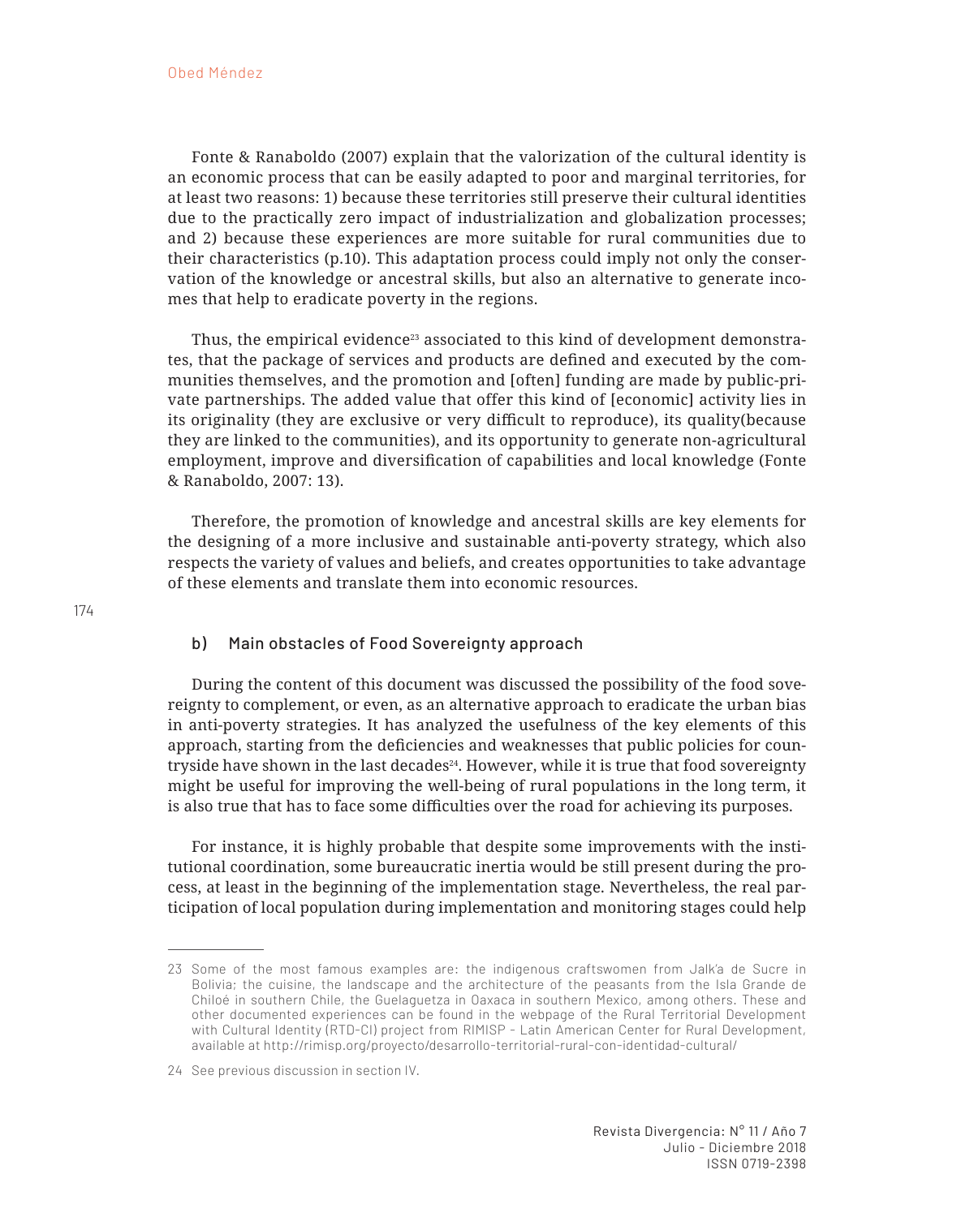Fonte & Ranaboldo (2007) explain that the valorization of the cultural identity is an economic process that can be easily adapted to poor and marginal territories, for at least two reasons: 1) because these territories still preserve their cultural identities due to the practically zero impact of industrialization and globalization processes; and 2) because these experiences are more suitable for rural communities due to their characteristics (p.10). This adaptation process could imply not only the conservation of the knowledge or ancestral skills, but also an alternative to generate incomes that help to eradicate poverty in the regions.

Thus, the empirical evidence[23] associated to this kind of development demonstrates, that the package of services and products are defined and executed by the communities themselves, and the promotion and [often] funding are made by public-private partnerships. The added value that offer this kind of [economic] activity lies in its originality (they are exclusive or very difficult to reproduce), its quality(because they are linked to the communities), and its opportunity to generate non-agricultural employment, improve and diversification of capabilities and local knowledge (Fonte & Ranaboldo, 2007: 13).

Therefore, the promotion of knowledge and ancestral skills are key elements for the designing of a more inclusive and sustainable anti-poverty strategy, which also respects the variety of values and beliefs, and creates opportunities to take advantage of these elements and translate them into economic resources.

### b) Main obstacles of Food Sovereignty approach

During the content of this document was discussed the possibility of the food sovereignty to complement, or even, as an alternative approach to eradicate the urban bias in anti-poverty strategies. It has analyzed the usefulness of the key elements of this approach, starting from the deficiencies and weaknesses that public policies for countryside have shown in the last decades[24]. However, while it is true that food sovereignty might be useful for improving the well-being of rural populations in the long term, it is also true that has to face some difficulties over the road for achieving its purposes.

For instance, it is highly probable that despite some improvements with the institutional coordination, some bureaucratic inertia would be still present during the process, at least in the beginning of the implementation stage. Nevertheless, the real participation of local population during implementation and monitoring stages could help

---

23 Some of the most famous examples are: the indigenous craftswomen from Jalk'a de Sucre in Bolivia; the cuisine, the landscape and the architecture of the peasants from the Isla Grande de Chiloé in southern Chile, the Guelaguetza in Oaxaca in southern Mexico, among others. These and other documented experiences can be found in the webpage of the Rural Territorial Development with Cultural Identity (RTD-CI) project from RIMISP - Latin American Center for Rural Development, available at http://rimisp.org/proyecto/desarrollo-territorial-rural-con-identidad-cultural/

24 See previous discussion in section IV.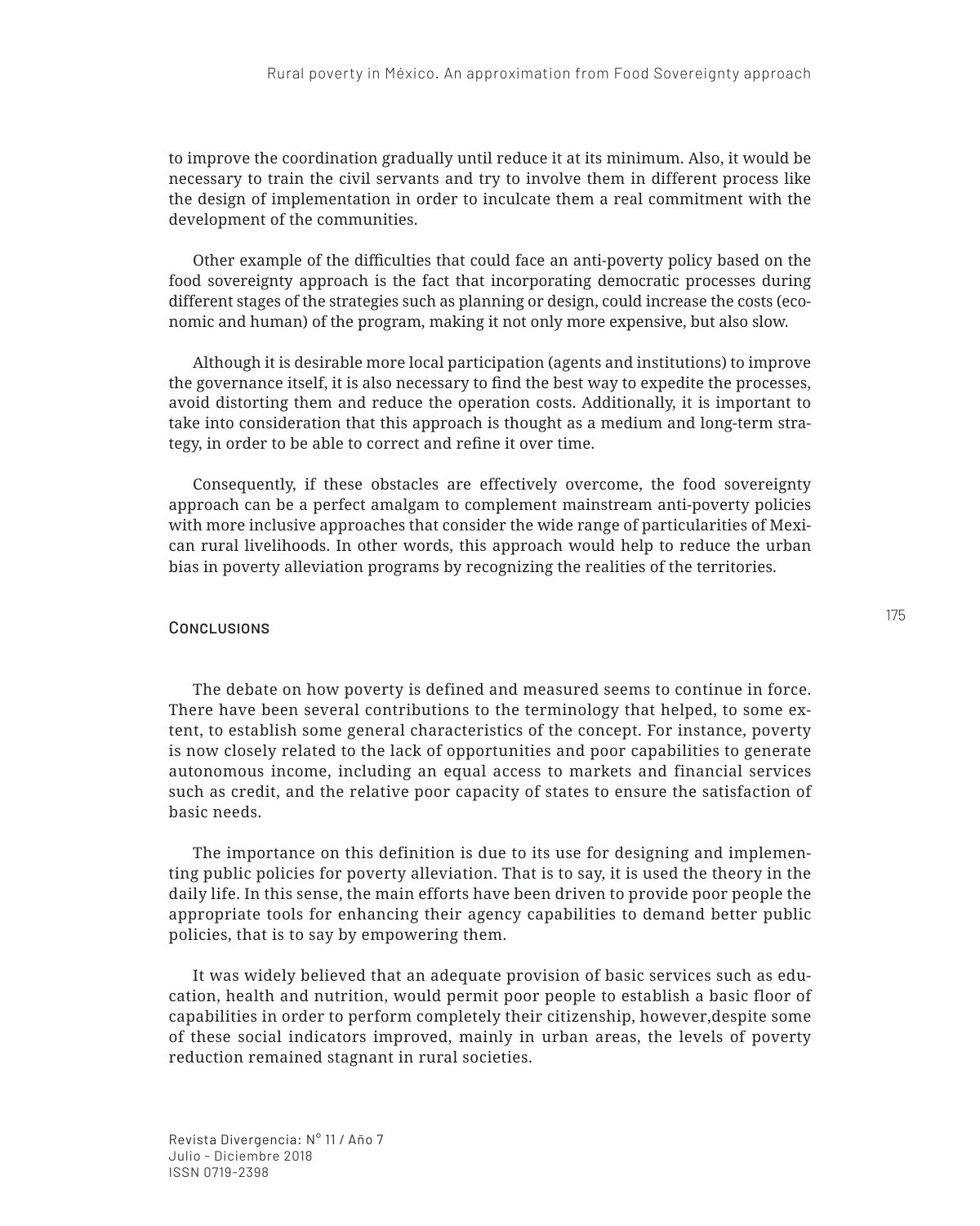to improve the coordination gradually until reduce it at its minimum. Also, it would be necessary to train the civil servants and try to involve them in different process like the design of implementation in order to inculcate them a real commitment with the development of the communities.

Other example of the difficulties that could face an anti-poverty policy based on the food sovereignty approach is the fact that incorporating democratic processes during different stages of the strategies such as planning or design, could increase the costs (economic and human) of the program, making it not only more expensive, but also slow.

Although it is desirable more local participation (agents and institutions) to improve the governance itself, it is also necessary to find the best way to expedite the processes, avoid distorting them and reduce the operation costs. Additionally, it is important to take into consideration that this approach is thought as a medium and long-term strategy, in order to be able to correct and refine it over time.

Consequently, if these obstacles are effectively overcome, the food sovereignty approach can be a perfect amalgam to complement mainstream anti-poverty policies with more inclusive approaches that consider the wide range of particularities of Mexican rural livelihoods. In other words, this approach would help to reduce the urban bias in poverty alleviation programs by recognizing the realities of the territories.

## Conclusions

The debate on how poverty is defined and measured seems to continue in force. There have been several contributions to the terminology that helped, to some extent, to establish some general characteristics of the concept. For instance, poverty is now closely related to the lack of opportunities and poor capabilities to generate autonomous income, including an equal access to markets and financial services such as credit, and the relative poor capacity of states to ensure the satisfaction of basic needs.

The importance on this definition is due to its use for designing and implementing public policies for poverty alleviation. That is to say, it is used the theory in the daily life. In this sense, the main efforts have been driven to provide poor people the appropriate tools for enhancing their agency capabilities to demand better public policies, that is to say by empowering them.

It was widely believed that an adequate provision of basic services such as education, health and nutrition, would permit poor people to establish a basic floor of capabilities in order to perform completely their citizenship, however,despite some of these social indicators improved, mainly in urban areas, the levels of poverty reduction remained stagnant in rural societies.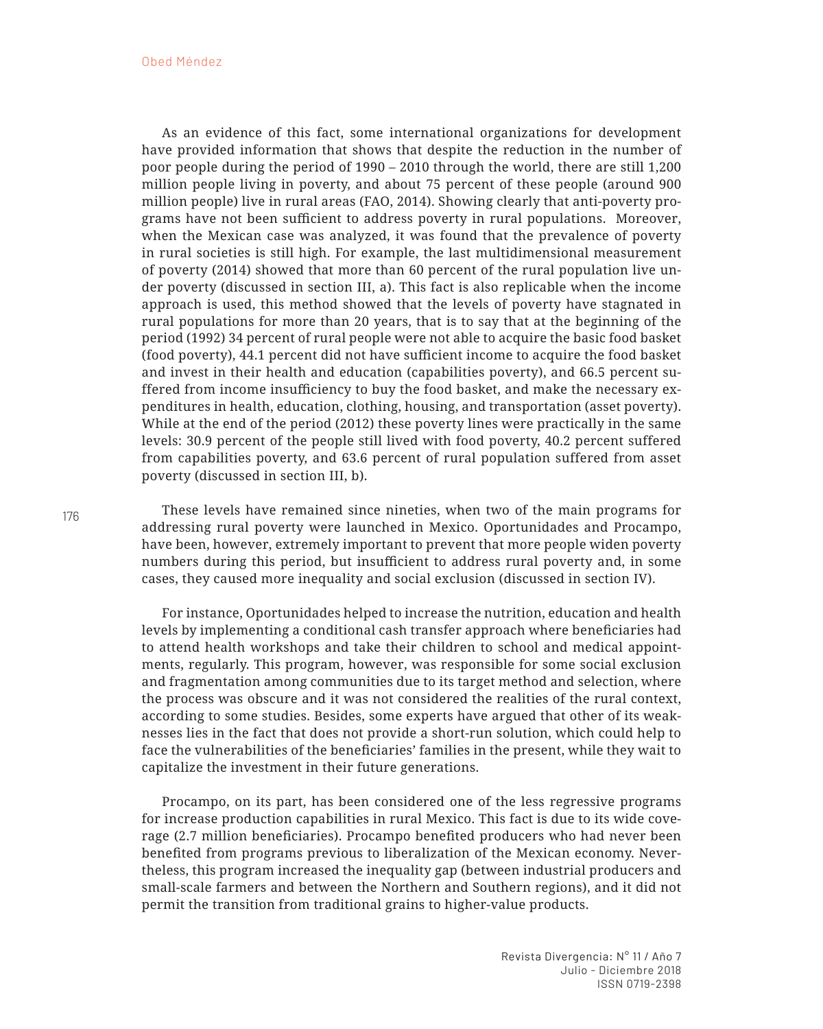As an evidence of this fact, some international organizations for development have provided information that shows that despite the reduction in the number of poor people during the period of 1990 – 2010 through the world, there are still 1,200 million people living in poverty, and about 75 percent of these people (around 900 million people) live in rural areas (FAO, 2014). Showing clearly that anti-poverty programs have not been sufficient to address poverty in rural populations. Moreover, when the Mexican case was analyzed, it was found that the prevalence of poverty in rural societies is still high. For example, the last multidimensional measurement of poverty (2014) showed that more than 60 percent of the rural population live under poverty (discussed in section III, a). This fact is also replicable when the income approach is used, this method showed that the levels of poverty have stagnated in rural populations for more than 20 years, that is to say that at the beginning of the period (1992) 34 percent of rural people were not able to acquire the basic food basket (food poverty), 44.1 percent did not have sufficient income to acquire the food basket and invest in their health and education (capabilities poverty), and 66.5 percent suffered from income insufficiency to buy the food basket, and make the necessary expenditures in health, education, clothing, housing, and transportation (asset poverty). While at the end of the period (2012) these poverty lines were practically in the same levels: 30.9 percent of the people still lived with food poverty, 40.2 percent suffered from capabilities poverty, and 63.6 percent of rural population suffered from asset poverty (discussed in section III, b).

These levels have remained since nineties, when two of the main programs for addressing rural poverty were launched in Mexico. Oportunidades and Procampo, have been, however, extremely important to prevent that more people widen poverty numbers during this period, but insufficient to address rural poverty and, in some cases, they caused more inequality and social exclusion (discussed in section IV).

For instance, Oportunidades helped to increase the nutrition, education and health levels by implementing a conditional cash transfer approach where beneficiaries had to attend health workshops and take their children to school and medical appointments, regularly. This program, however, was responsible for some social exclusion and fragmentation among communities due to its target method and selection, where the process was obscure and it was not considered the realities of the rural context, according to some studies. Besides, some experts have argued that other of its weaknesses lies in the fact that does not provide a short-run solution, which could help to face the vulnerabilities of the beneficiaries' families in the present, while they wait to capitalize the investment in their future generations.

Procampo, on its part, has been considered one of the less regressive programs for increase production capabilities in rural Mexico. This fact is due to its wide coverage (2.7 million beneficiaries). Procampo benefited producers who had never been benefited from programs previous to liberalization of the Mexican economy. Nevertheless, this program increased the inequality gap (between industrial producers and small-scale farmers and between the Northern and Southern regions), and it did not permit the transition from traditional grains to higher-value products.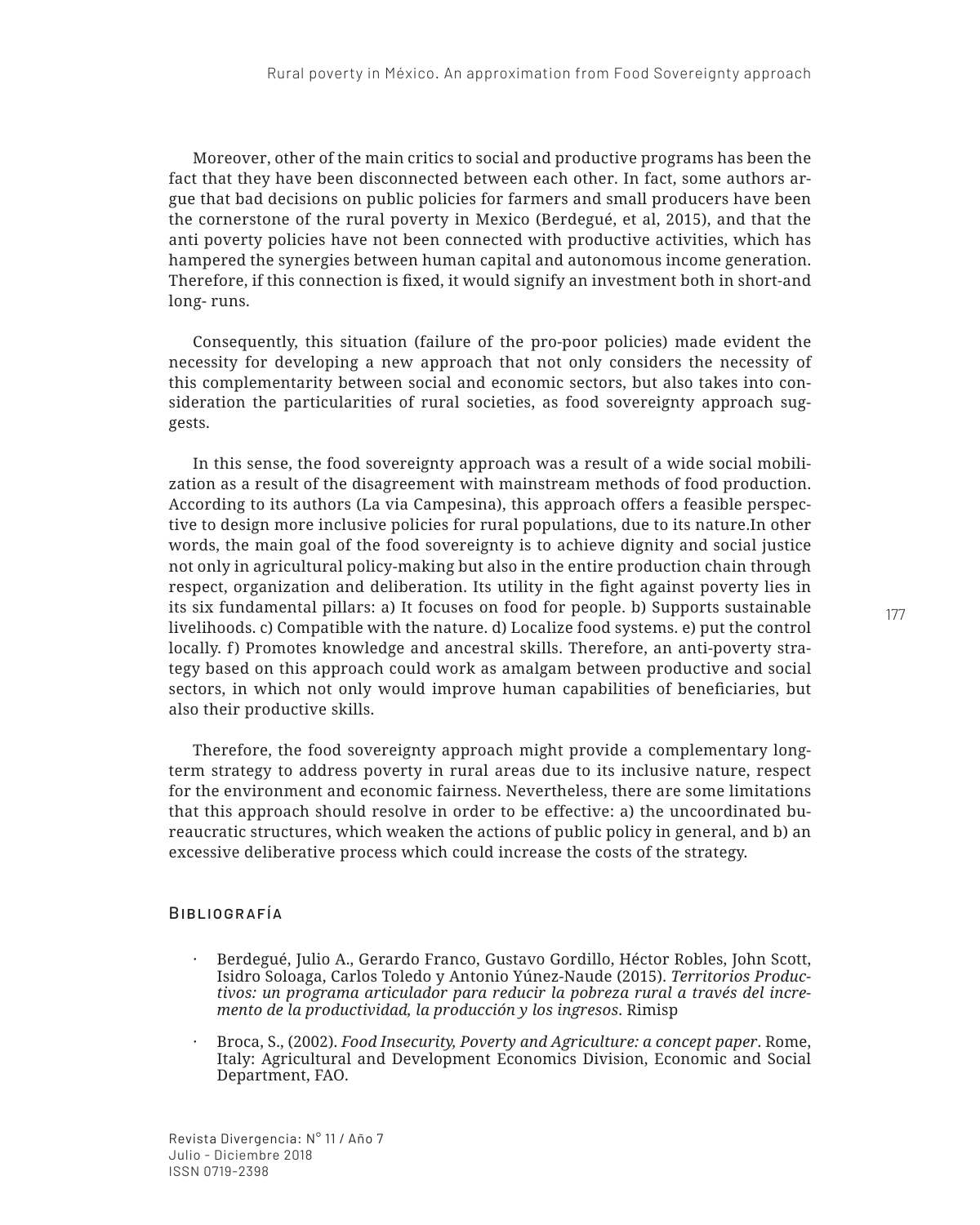Moreover, other of the main critics to social and productive programs has been the fact that they have been disconnected between each other. In fact, some authors argue that bad decisions on public policies for farmers and small producers have been the cornerstone of the rural poverty in Mexico (Berdegué, et al, 2015), and that the anti poverty policies have not been connected with productive activities, which has hampered the synergies between human capital and autonomous income generation. Therefore, if this connection is fixed, it would signify an investment both in short-and long- runs.

Consequently, this situation (failure of the pro-poor policies) made evident the necessity for developing a new approach that not only considers the necessity of this complementarity between social and economic sectors, but also takes into consideration the particularities of rural societies, as food sovereignty approach suggests.

In this sense, the food sovereignty approach was a result of a wide social mobilization as a result of the disagreement with mainstream methods of food production. According to its authors (La via Campesina), this approach offers a feasible perspective to design more inclusive policies for rural populations, due to its nature.In other words, the main goal of the food sovereignty is to achieve dignity and social justice not only in agricultural policy-making but also in the entire production chain through respect, organization and deliberation. Its utility in the fight against poverty lies in its six fundamental pillars: a) It focuses on food for people. b) Supports sustainable livelihoods. c) Compatible with the nature. d) Localize food systems. e) put the control locally. f) Promotes knowledge and ancestral skills. Therefore, an anti-poverty strategy based on this approach could work as amalgam between productive and social sectors, in which not only would improve human capabilities of beneficiaries, but also their productive skills.

Therefore, the food sovereignty approach might provide a complementary long-term strategy to address poverty in rural areas due to its inclusive nature, respect for the environment and economic fairness. Nevertheless, there are some limitations that this approach should resolve in order to be effective: a) the uncoordinated bureaucratic structures, which weaken the actions of public policy in general, and b) an excessive deliberative process which could increase the costs of the strategy.

## Bibliografía

- Berdegué, Julio A., Gerardo Franco, Gustavo Gordillo, Héctor Robles, John Scott, Isidro Soloaga, Carlos Toledo y Antonio Yúnez-Naude (2015). *Territorios Productivos: un programa articulador para reducir la pobreza rural a través del incremento de la productividad, la producción y los ingresos*. Rimisp
- Broca, S., (2002). *Food Insecurity, Poverty and Agriculture: a concept paper*. Rome, Italy: Agricultural and Development Economics Division, Economic and Social Department, FAO.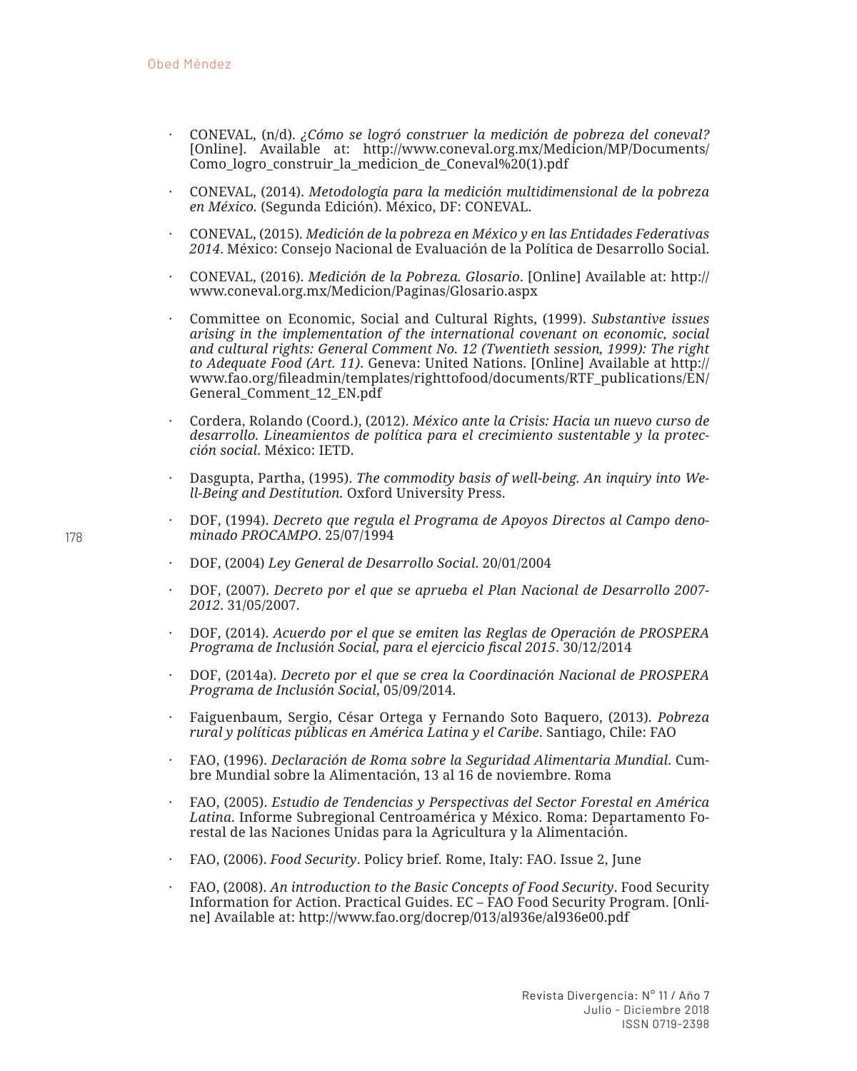- CONEVAL, (n/d). *¿Cómo se logró construer la medición de pobreza del coneval?* [Online]. Available at: http://www.coneval.org.mx/Medicion/MP/Documents/Como_logro_construir_la_medicion_de_Coneval%20(1).pdf

- CONEVAL, (2014). *Metodología para la medición multidimensional de la pobreza en México.* (Segunda Edición). México, DF: CONEVAL.

- CONEVAL, (2015). *Medición de la pobreza en México y en las Entidades Federativas 2014*. México: Consejo Nacional de Evaluación de la Política de Desarrollo Social.

- CONEVAL, (2016). *Medición de la Pobreza. Glosario*. [Online] Available at: http://www.coneval.org.mx/Medicion/Paginas/Glosario.aspx

- Committee on Economic, Social and Cultural Rights, (1999). *Substantive issues arising in the implementation of the international covenant on economic, social and cultural rights: General Comment No. 12 (Twentieth session, 1999): The right to Adequate Food (Art. 11)*. Geneva: United Nations. [Online] Available at http://www.fao.org/fileadmin/templates/righttofood/documents/RTF_publications/EN/General_Comment_12_EN.pdf

- Cordera, Rolando (Coord.), (2012). *México ante la Crisis: Hacia un nuevo curso de desarrollo. Lineamientos de política para el crecimiento sustentable y la protección social*. México: IETD.

- Dasgupta, Partha, (1995). *The commodity basis of well-being. An inquiry into Well-Being and Destitution.* Oxford University Press.

- DOF, (1994). *Decreto que regula el Programa de Apoyos Directos al Campo denominado PROCAMPO*. 25/07/1994

- DOF, (2004) *Ley General de Desarrollo Social*. 20/01/2004

- DOF, (2007). *Decreto por el que se aprueba el Plan Nacional de Desarrollo 2007-2012*. 31/05/2007.

- DOF, (2014). *Acuerdo por el que se emiten las Reglas de Operación de PROSPERA Programa de Inclusión Social, para el ejercicio fiscal 2015*. 30/12/2014

- DOF, (2014a). *Decreto por el que se crea la Coordinación Nacional de PROSPERA Programa de Inclusión Social*, 05/09/2014.

- Faiguenbaum, Sergio, César Ortega y Fernando Soto Baquero, (2013). *Pobreza rural y políticas públicas en América Latina y el Caribe*. Santiago, Chile: FAO

- FAO, (1996). *Declaración de Roma sobre la Seguridad Alimentaria Mundial*. Cumbre Mundial sobre la Alimentación, 13 al 16 de noviembre. Roma

- FAO, (2005). *Estudio de Tendencias y Perspectivas del Sector Forestal en América Latina*. Informe Subregional Centroamérica y México. Roma: Departamento Forestal de las Naciones Unidas para la Agricultura y la Alimentación.

- FAO, (2006). *Food Security*. Policy brief. Rome, Italy: FAO. Issue 2, June

- FAO, (2008). *An introduction to the Basic Concepts of Food Security*. Food Security Information for Action. Practical Guides. EC – FAO Food Security Program. [Online] Available at: http://www.fao.org/docrep/013/al936e/al936e00.pdf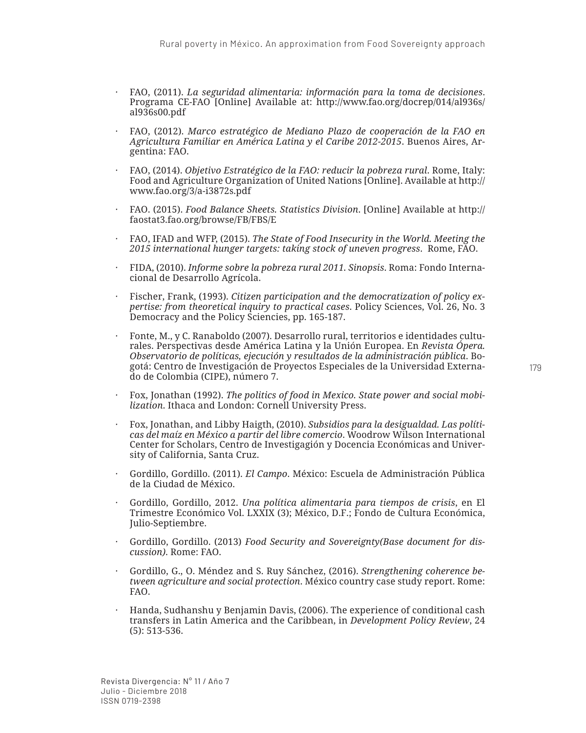- FAO, (2011). *La seguridad alimentaria: información para la toma de decisiones*. Programa CE-FAO [Online] Available at: http://www.fao.org/docrep/014/al936s/al936s00.pdf

- FAO, (2012). *Marco estratégico de Mediano Plazo de cooperación de la FAO en Agricultura Familiar en América Latina y el Caribe 2012-2015*. Buenos Aires, Argentina: FAO.

- FAO, (2014). *Objetivo Estratégico de la FAO: reducir la pobreza rural*. Rome, Italy: Food and Agriculture Organization of United Nations [Online]. Available at http://www.fao.org/3/a-i3872s.pdf

- FAO. (2015). *Food Balance Sheets. Statistics Division*. [Online] Available at http://faostat3.fao.org/browse/FB/FBS/E

- FAO, IFAD and WFP, (2015). *The State of Food Insecurity in the World. Meeting the 2015 international hunger targets: taking stock of uneven progress*. Rome, FAO.

- FIDA, (2010). *Informe sobre la pobreza rural 2011. Sinopsis*. Roma: Fondo Internacional de Desarrollo Agrícola.

- Fischer, Frank, (1993). *Citizen participation and the democratization of policy expertise: from theoretical inquiry to practical cases*. Policy Sciences, Vol. 26, No. 3 Democracy and the Policy Sciencies, pp. 165-187.

- Fonte, M., y C. Ranaboldo (2007). Desarrollo rural, territorios e identidades culturales. Perspectivas desde América Latina y la Unión Europea. En *Revista Ópera. Observatorio de políticas, ejecución y resultados de la administración pública*. Bogotá: Centro de Investigación de Proyectos Especiales de la Universidad Externado de Colombia (CIPE), número 7.

- Fox, Jonathan (1992). *The politics of food in Mexico. State power and social mobilization*. Ithaca and London: Cornell University Press.

- Fox, Jonathan, and Libby Haigth, (2010). *Subsidios para la desigualdad. Las políticas del maíz en México a partir del libre comercio*. Woodrow Wilson International Center for Scholars, Centro de Investigagión y Docencia Económicas and University of California, Santa Cruz.

- Gordillo, Gordillo. (2011). *El Campo*. México: Escuela de Administración Pública de la Ciudad de México.

- Gordillo, Gordillo, 2012. *Una política alimentaria para tiempos de crisis*, en El Trimestre Económico Vol. LXXIX (3); México, D.F.; Fondo de Cultura Económica, Julio-Septiembre.

- Gordillo, Gordillo. (2013) *Food Security and Sovereignty(Base document for discussion)*. Rome: FAO.

- Gordillo, G., O. Méndez and S. Ruy Sánchez, (2016). *Strengthening coherence between agriculture and social protection*. México country case study report. Rome: FAO.

- Handa, Sudhanshu y Benjamin Davis, (2006). The experience of conditional cash transfers in Latin America and the Caribbean, in *Development Policy Review*, 24 (5): 513-536.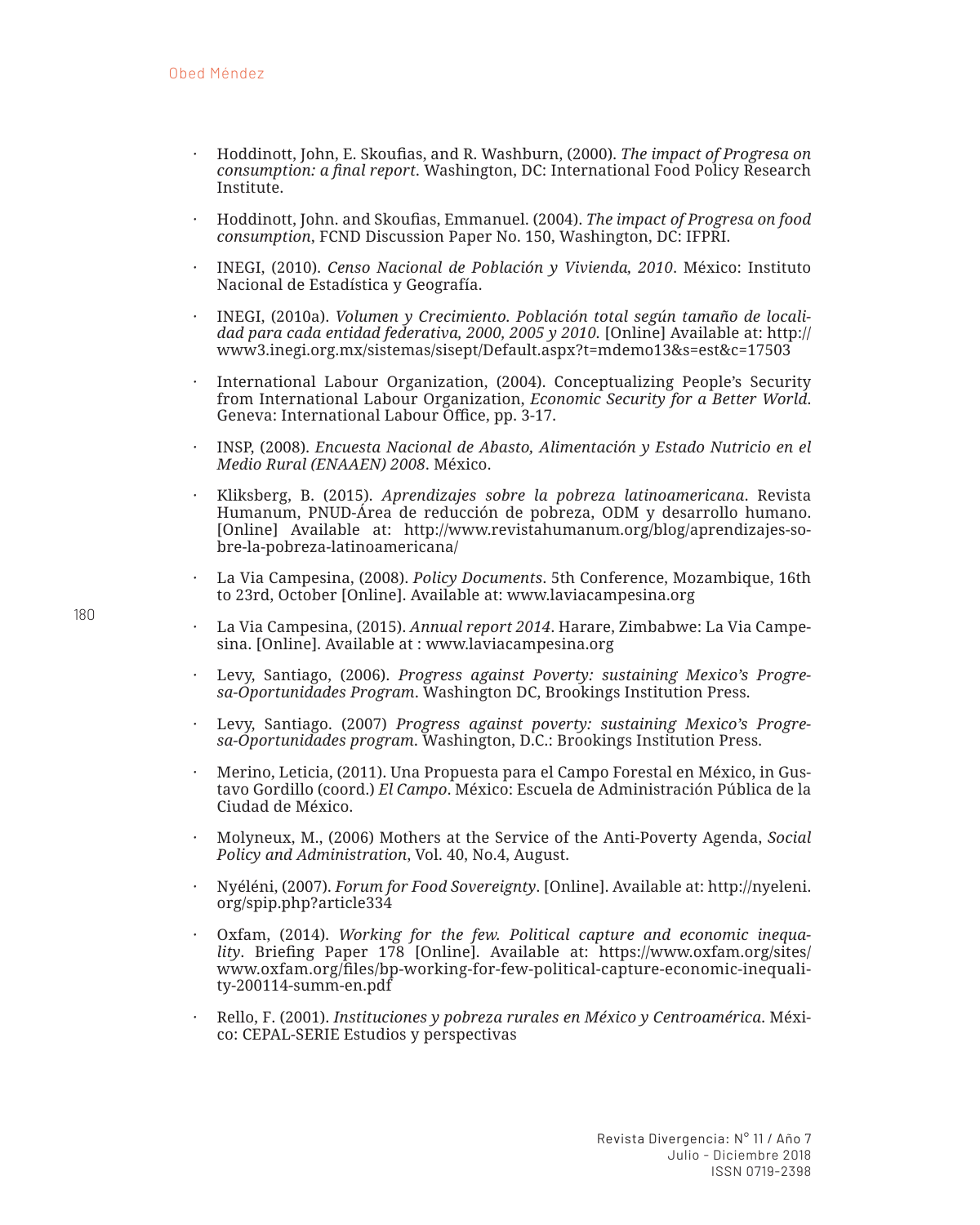- Hoddinott, John, E. Skoufias, and R. Washburn, (2000). *The impact of Progresa on consumption: a final report*. Washington, DC: International Food Policy Research Institute.

- Hoddinott, John. and Skoufias, Emmanuel. (2004). *The impact of Progresa on food consumption*, FCND Discussion Paper No. 150, Washington, DC: IFPRI.

- INEGI, (2010). *Censo Nacional de Población y Vivienda, 2010*. México: Instituto Nacional de Estadística y Geografía.

- INEGI, (2010a). *Volumen y Crecimiento. Población total según tamaño de localidad para cada entidad federativa, 2000, 2005 y 2010.* [Online] Available at: http://www3.inegi.org.mx/sistemas/sisept/Default.aspx?t=mdemo13&s=est&c=17503

- International Labour Organization, (2004). Conceptualizing People's Security from International Labour Organization, *Economic Security for a Better World*. Geneva: International Labour Office, pp. 3-17.

- INSP, (2008). *Encuesta Nacional de Abasto, Alimentación y Estado Nutricio en el Medio Rural (ENAAEN) 2008*. México.

- Kliksberg, B. (2015). *Aprendizajes sobre la pobreza latinoamericana*. Revista Humanum, PNUD-Área de reducción de pobreza, ODM y desarrollo humano. [Online] Available at: http://www.revistahumanum.org/blog/aprendizajes-sobre-la-pobreza-latinoamericana/

- La Via Campesina, (2008). *Policy Documents*. 5th Conference, Mozambique, 16th to 23rd, October [Online]. Available at: www.laviacampesina.org

- La Via Campesina, (2015). *Annual report 2014*. Harare, Zimbabwe: La Via Campesina. [Online]. Available at : www.laviacampesina.org

- Levy, Santiago, (2006). *Progress against Poverty: sustaining Mexico's Progresa-Oportunidades Program*. Washington DC, Brookings Institution Press.

- Levy, Santiago. (2007) *Progress against poverty: sustaining Mexico's Progresa-Oportunidades program*. Washington, D.C.: Brookings Institution Press.

- Merino, Leticia, (2011). Una Propuesta para el Campo Forestal en México, in Gustavo Gordillo (coord.) *El Campo*. México: Escuela de Administración Pública de la Ciudad de México.

- Molyneux, M., (2006) Mothers at the Service of the Anti-Poverty Agenda, *Social Policy and Administration*, Vol. 40, No.4, August.

- Nyéléni, (2007). *Forum for Food Sovereignty*. [Online]. Available at: http://nyeleni.org/spip.php?article334

- Oxfam, (2014). *Working for the few. Political capture and economic inequality*. Briefing Paper 178 [Online]. Available at: https://www.oxfam.org/sites/www.oxfam.org/files/bp-working-for-few-political-capture-economic-inequality-200114-summ-en.pdf

- Rello, F. (2001). *Instituciones y pobreza rurales en México y Centroamérica*. México: CEPAL-SERIE Estudios y perspectivas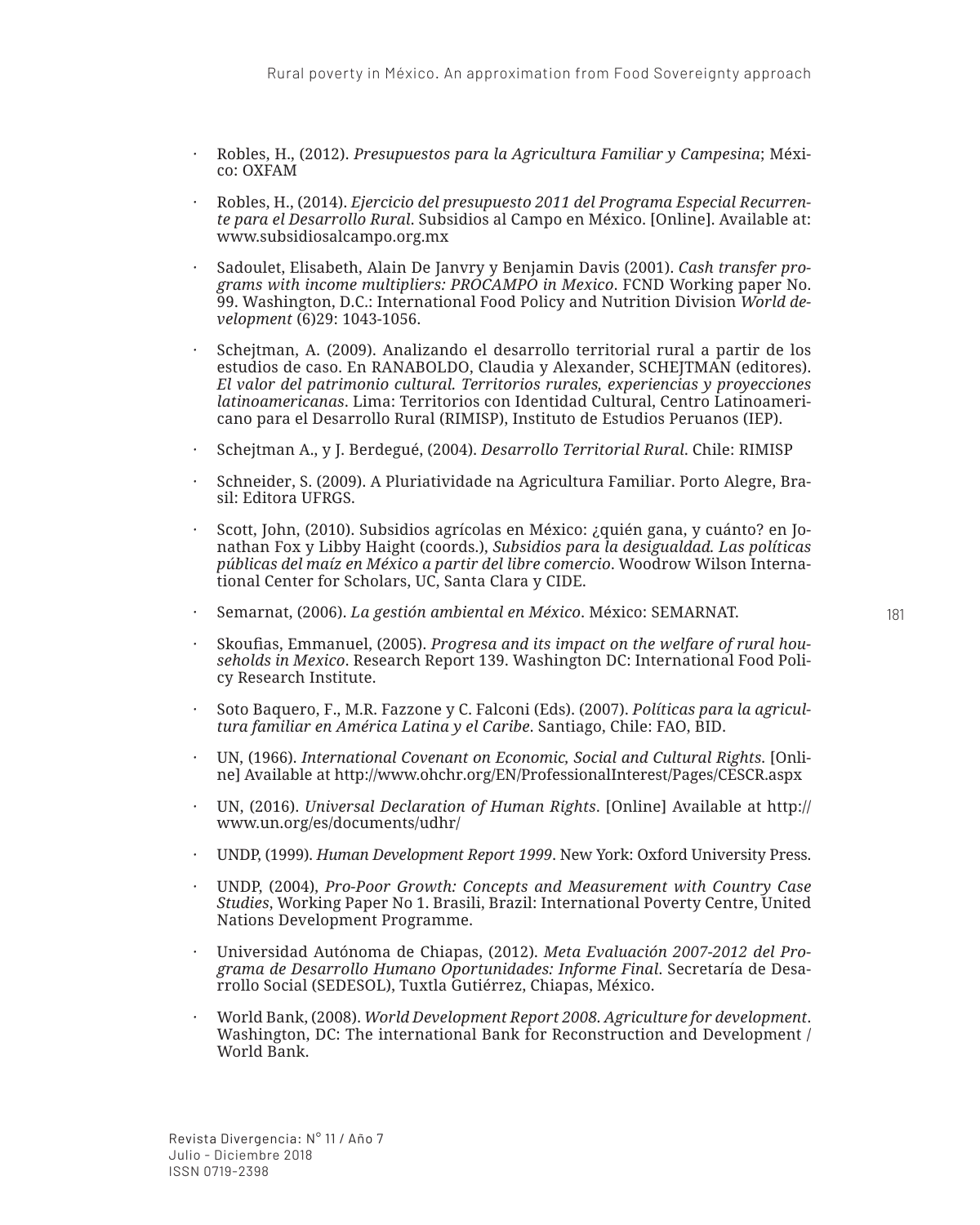- Robles, H., (2012). *Presupuestos para la Agricultura Familiar y Campesina*; México: OXFAM

- Robles, H., (2014). *Ejercicio del presupuesto 2011 del Programa Especial Recurrente para el Desarrollo Rural*. Subsidios al Campo en México. [Online]. Available at: www.subsidiosalcampo.org.mx

- Sadoulet, Elisabeth, Alain De Janvry y Benjamin Davis (2001). *Cash transfer programs with income multipliers: PROCAMPO in Mexico*. FCND Working paper No. 99. Washington, D.C.: International Food Policy and Nutrition Division *World development* (6)29: 1043-1056.

- Schejtman, A. (2009). Analizando el desarrollo territorial rural a partir de los estudios de caso. En RANABOLDO, Claudia y Alexander, SCHEJTMAN (editores). *El valor del patrimonio cultural. Territorios rurales, experiencias y proyecciones latinoamericanas*. Lima: Territorios con Identidad Cultural, Centro Latinoamericano para el Desarrollo Rural (RIMISP), Instituto de Estudios Peruanos (IEP).

- Schejtman A., y J. Berdegué, (2004). *Desarrollo Territorial Rural*. Chile: RIMISP

- Schneider, S. (2009). A Pluriatividade na Agricultura Familiar. Porto Alegre, Brasil: Editora UFRGS.

- Scott, John, (2010). Subsidios agrícolas en México: ¿quién gana, y cuánto? en Jonathan Fox y Libby Haight (coords.), *Subsidios para la desigualdad. Las políticas públicas del maíz en México a partir del libre comercio*. Woodrow Wilson International Center for Scholars, UC, Santa Clara y CIDE.

- Semarnat, (2006). *La gestión ambiental en México*. México: SEMARNAT.

- Skoufias, Emmanuel, (2005). *Progresa and its impact on the welfare of rural households in Mexico*. Research Report 139. Washington DC: International Food Policy Research Institute.

- Soto Baquero, F., M.R. Fazzone y C. Falconi (Eds). (2007). *Políticas para la agricultura familiar en América Latina y el Caribe*. Santiago, Chile: FAO, BID.

- UN, (1966). *International Covenant on Economic, Social and Cultural Rights*. [Online] Available at http://www.ohchr.org/EN/ProfessionalInterest/Pages/CESCR.aspx

- UN, (2016). *Universal Declaration of Human Rights*. [Online] Available at http://www.un.org/es/documents/udhr/

- UNDP, (1999). *Human Development Report 1999*. New York: Oxford University Press.

- UNDP, (2004), *Pro-Poor Growth: Concepts and Measurement with Country Case Studies*, Working Paper No 1. Brasili, Brazil: International Poverty Centre, United Nations Development Programme.

- Universidad Autónoma de Chiapas, (2012). *Meta Evaluación 2007-2012 del Programa de Desarrollo Humano Oportunidades: Informe Final*. Secretaría de Desarrollo Social (SEDESOL), Tuxtla Gutiérrez, Chiapas, México.

- World Bank, (2008). *World Development Report 2008. Agriculture for development*. Washington, DC: The international Bank for Reconstruction and Development / World Bank.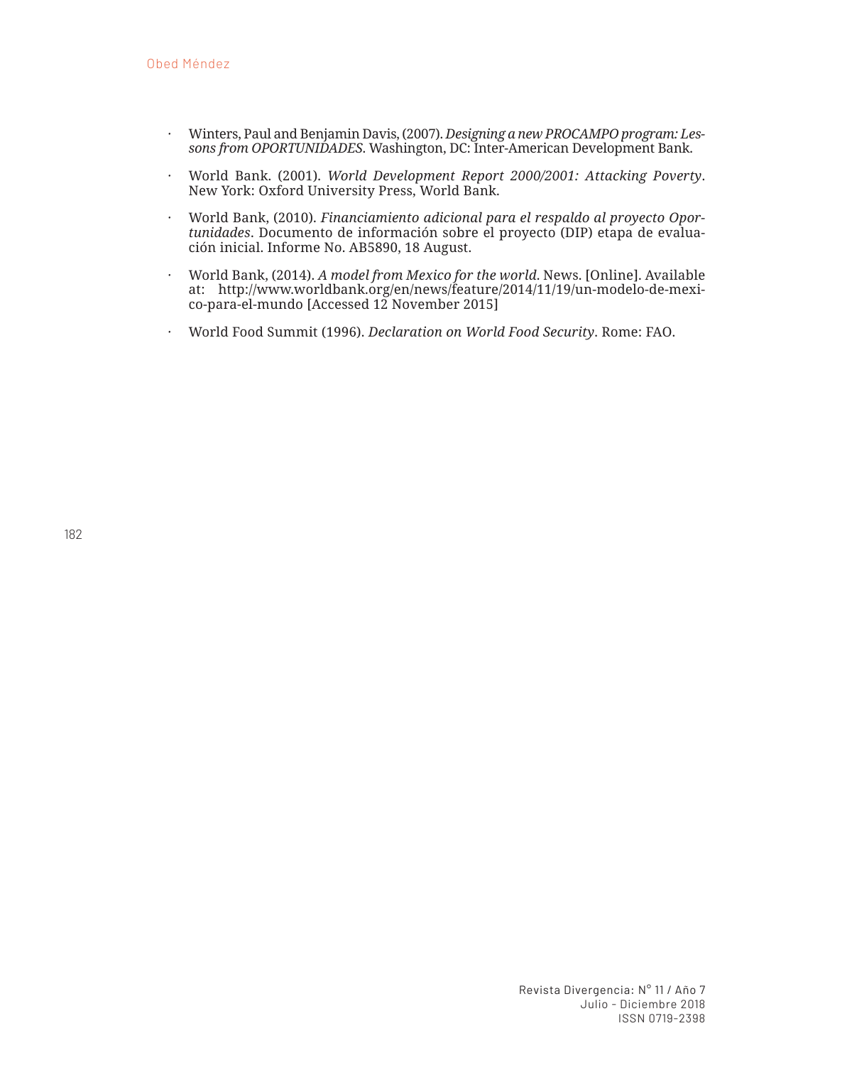- Winters, Paul and Benjamin Davis, (2007). *Designing a new PROCAMPO program: Lessons from OPORTUNIDADES*. Washington, DC: Inter-American Development Bank.

- World Bank. (2001). *World Development Report 2000/2001: Attacking Poverty*. New York: Oxford University Press, World Bank.

- World Bank, (2010). *Financiamiento adicional para el respaldo al proyecto Oportunidades*. Documento de información sobre el proyecto (DIP) etapa de evaluación inicial. Informe No. AB5890, 18 August.

- World Bank, (2014). *A model from Mexico for the world*. News. [Online]. Available at: http://www.worldbank.org/en/news/feature/2014/11/19/un-modelo-de-mexico-para-el-mundo [Accessed 12 November 2015]

- World Food Summit (1996). *Declaration on World Food Security*. Rome: FAO.